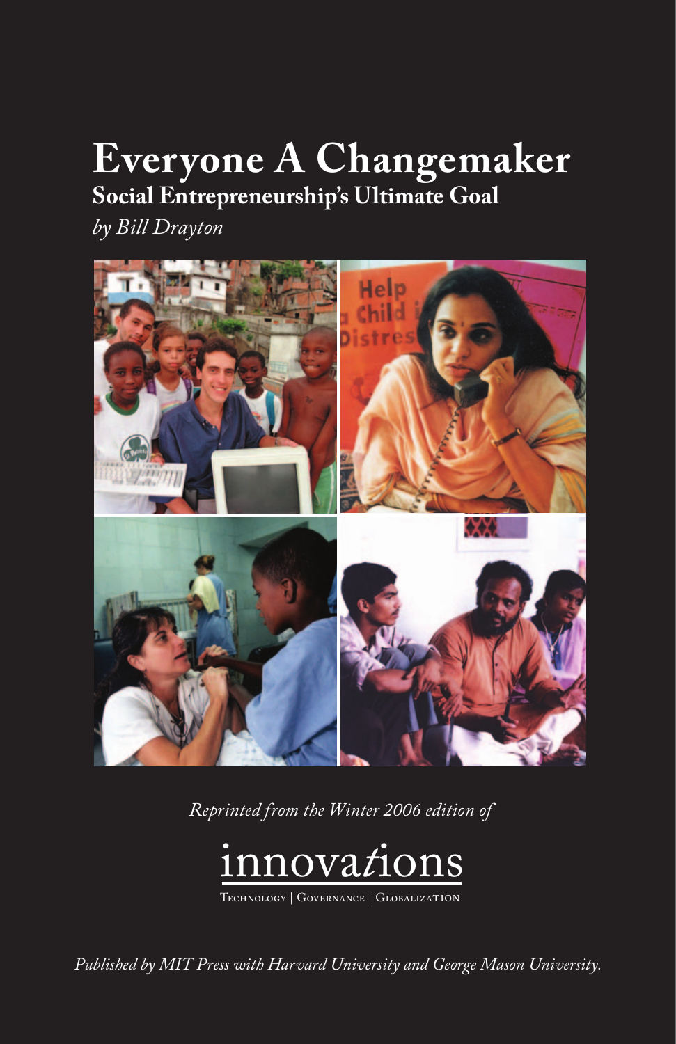# Everyone A Changemaker

## Social Entrepreneurship's Ultimate Goal

*by Bill Drayton*

*Reprinted from the Winter 2006 edition of*

innovations

Technology | Governance | Globalization

*Published by MIT Press with Harvard University and George Mason University.*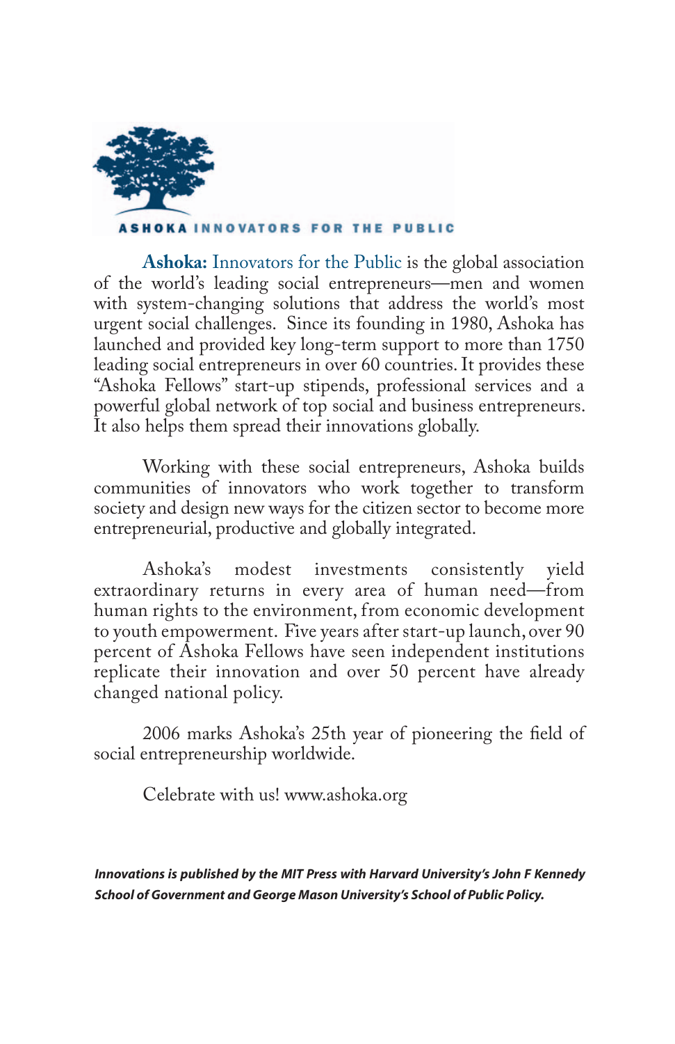ASHOKA INNOVATORS FOR THE PUBLIC

**Ashoka:** Innovators for the Public is the global association of the world's leading social entrepreneurs—men and women with system-changing solutions that address the world's most urgent social challenges. Since its founding in 1980, Ashoka has launched and provided key long-term support to more than 1750 leading social entrepreneurs in over 60 countries. It provides these "Ashoka Fellows" start-up stipends, professional services and a powerful global network of top social and business entrepreneurs. It also helps them spread their innovations globally.

Working with these social entrepreneurs, Ashoka builds communities of innovators who work together to transform society and design new ways for the citizen sector to become more entrepreneurial, productive and globally integrated.

Ashoka's modest investments consistently yield extraordinary returns in every area of human need—from human rights to the environment, from economic development to youth empowerment. Five years after start-up launch, over 90 percent of Ashoka Fellows have seen independent institutions replicate their innovation and over 50 percent have already changed national policy.

2006 marks Ashoka's 25th year of pioneering the field of social entrepreneurship worldwide.

Celebrate with us! www.ashoka.org

***Innovations is published by the MIT Press with Harvard University's John F Kennedy School of Government and George Mason University's School of Public Policy.***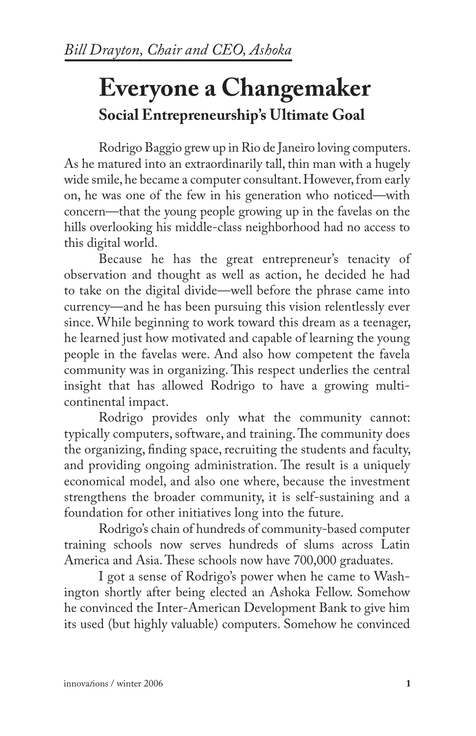*Bill Drayton, Chair and CEO, Ashoka*

# Everyone a Changemaker

## Social Entrepreneurship's Ultimate Goal

Rodrigo Baggio grew up in Rio de Janeiro loving computers. As he matured into an extraordinarily tall, thin man with a hugely wide smile, he became a computer consultant. However, from early on, he was one of the few in his generation who noticed—with concern—that the young people growing up in the favelas on the hills overlooking his middle-class neighborhood had no access to this digital world.

Because he has the great entrepreneur's tenacity of observation and thought as well as action, he decided he had to take on the digital divide—well before the phrase came into currency—and he has been pursuing this vision relentlessly ever since. While beginning to work toward this dream as a teenager, he learned just how motivated and capable of learning the young people in the favelas were. And also how competent the favela community was in organizing. This respect underlies the central insight that has allowed Rodrigo to have a growing multi-continental impact.

Rodrigo provides only what the community cannot: typically computers, software, and training. The community does the organizing, finding space, recruiting the students and faculty, and providing ongoing administration. The result is a uniquely economical model, and also one where, because the investment strengthens the broader community, it is self-sustaining and a foundation for other initiatives long into the future.

Rodrigo's chain of hundreds of community-based computer training schools now serves hundreds of slums across Latin America and Asia. These schools now have 700,000 graduates.

I got a sense of Rodrigo's power when he came to Washington shortly after being elected an Ashoka Fellow. Somehow he convinced the Inter-American Development Bank to give him its used (but highly valuable) computers. Somehow he convinced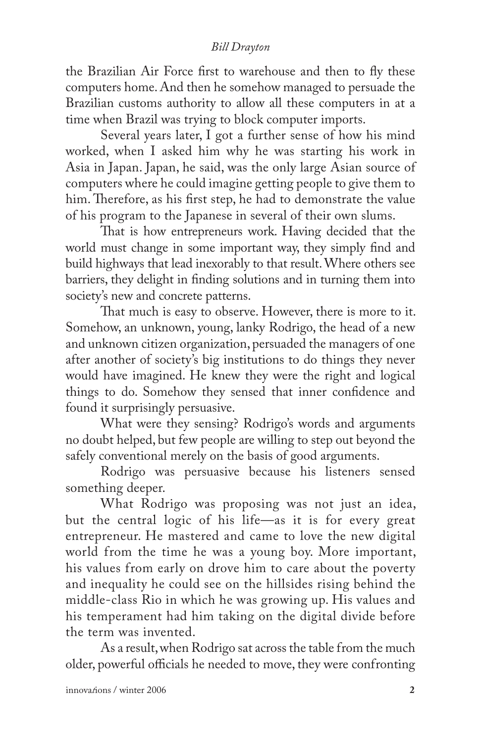the Brazilian Air Force first to warehouse and then to fly these computers home. And then he somehow managed to persuade the Brazilian customs authority to allow all these computers in at a time when Brazil was trying to block computer imports.

Several years later, I got a further sense of how his mind worked, when I asked him why he was starting his work in Asia in Japan. Japan, he said, was the only large Asian source of computers where he could imagine getting people to give them to him. Therefore, as his first step, he had to demonstrate the value of his program to the Japanese in several of their own slums.

That is how entrepreneurs work. Having decided that the world must change in some important way, they simply find and build highways that lead inexorably to that result. Where others see barriers, they delight in finding solutions and in turning them into society's new and concrete patterns.

That much is easy to observe. However, there is more to it. Somehow, an unknown, young, lanky Rodrigo, the head of a new and unknown citizen organization, persuaded the managers of one after another of society's big institutions to do things they never would have imagined. He knew they were the right and logical things to do. Somehow they sensed that inner confidence and found it surprisingly persuasive.

What were they sensing? Rodrigo's words and arguments no doubt helped, but few people are willing to step out beyond the safely conventional merely on the basis of good arguments.

Rodrigo was persuasive because his listeners sensed something deeper.

What Rodrigo was proposing was not just an idea, but the central logic of his life—as it is for every great entrepreneur. He mastered and came to love the new digital world from the time he was a young boy. More important, his values from early on drove him to care about the poverty and inequality he could see on the hillsides rising behind the middle-class Rio in which he was growing up. His values and his temperament had him taking on the digital divide before the term was invented.

As a result, when Rodrigo sat across the table from the much older, powerful officials he needed to move, they were confronting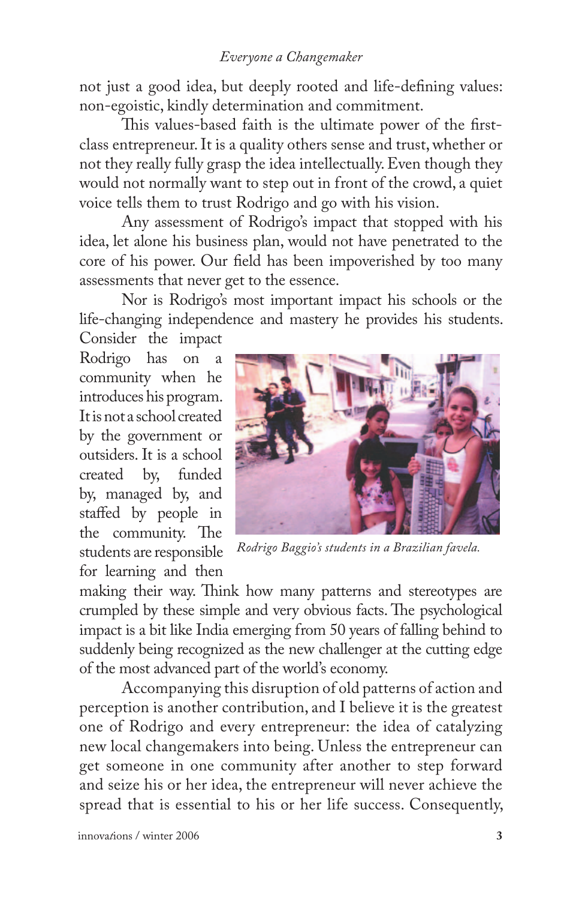not just a good idea, but deeply rooted and life-defining values: non-egoistic, kindly determination and commitment.

This values-based faith is the ultimate power of the first-class entrepreneur. It is a quality others sense and trust, whether or not they really fully grasp the idea intellectually. Even though they would not normally want to step out in front of the crowd, a quiet voice tells them to trust Rodrigo and go with his vision.

Any assessment of Rodrigo's impact that stopped with his idea, let alone his business plan, would not have penetrated to the core of his power. Our field has been impoverished by too many assessments that never get to the essence.

Nor is Rodrigo's most important impact his schools or the life-changing independence and mastery he provides his students. Consider the impact Rodrigo has on a community when he introduces his program. It is not a school created by the government or outsiders. It is a school created by, funded by, managed by, and staffed by people in the community. The students are responsible for learning and then making their way. Think how many patterns and stereotypes are crumpled by these simple and very obvious facts. The psychological impact is a bit like India emerging from 50 years of falling behind to suddenly being recognized as the new challenger at the cutting edge of the most advanced part of the world's economy.

*Rodrigo Baggio's students in a Brazilian favela.*

Accompanying this disruption of old patterns of action and perception is another contribution, and I believe it is the greatest one of Rodrigo and every entrepreneur: the idea of catalyzing new local changemakers into being. Unless the entrepreneur can get someone in one community after another to step forward and seize his or her idea, the entrepreneur will never achieve the spread that is essential to his or her life success. Consequently,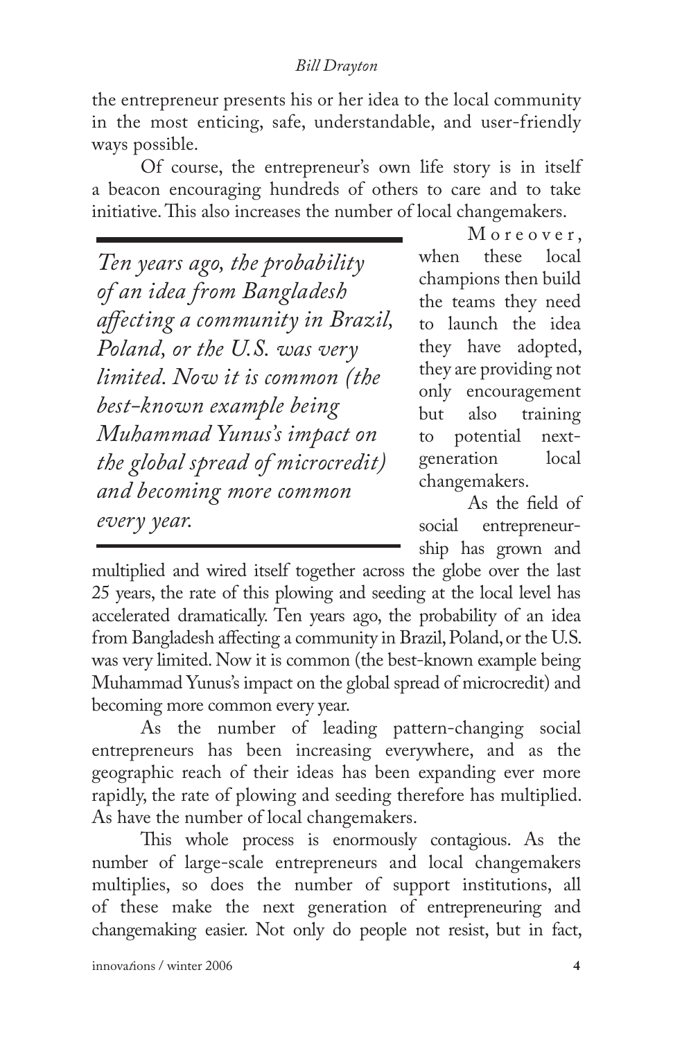the entrepreneur presents his or her idea to the local community in the most enticing, safe, understandable, and user-friendly ways possible.

Of course, the entrepreneur's own life story is in itself a beacon encouraging hundreds of others to care and to take initiative. This also increases the number of local changemakers.

> *Ten years ago, the probability of an idea from Bangladesh affecting a community in Brazil, Poland, or the U.S. was very limited. Now it is common (the best-known example being Muhammad Yunus's impact on the global spread of microcredit) and becoming more common every year.*

Moreover, when these local champions then build the teams they need to launch the idea they have adopted, they are providing not only encouragement but also training to potential next-generation local changemakers.

As the field of social entrepreneurship has grown and multiplied and wired itself together across the globe over the last 25 years, the rate of this plowing and seeding at the local level has accelerated dramatically. Ten years ago, the probability of an idea from Bangladesh affecting a community in Brazil, Poland, or the U.S. was very limited. Now it is common (the best-known example being Muhammad Yunus's impact on the global spread of microcredit) and becoming more common every year.

As the number of leading pattern-changing social entrepreneurs has been increasing everywhere, and as the geographic reach of their ideas has been expanding ever more rapidly, the rate of plowing and seeding therefore has multiplied. As have the number of local changemakers.

This whole process is enormously contagious. As the number of large-scale entrepreneurs and local changemakers multiplies, so does the number of support institutions, all of these make the next generation of entrepreneuring and changemaking easier. Not only do people not resist, but in fact,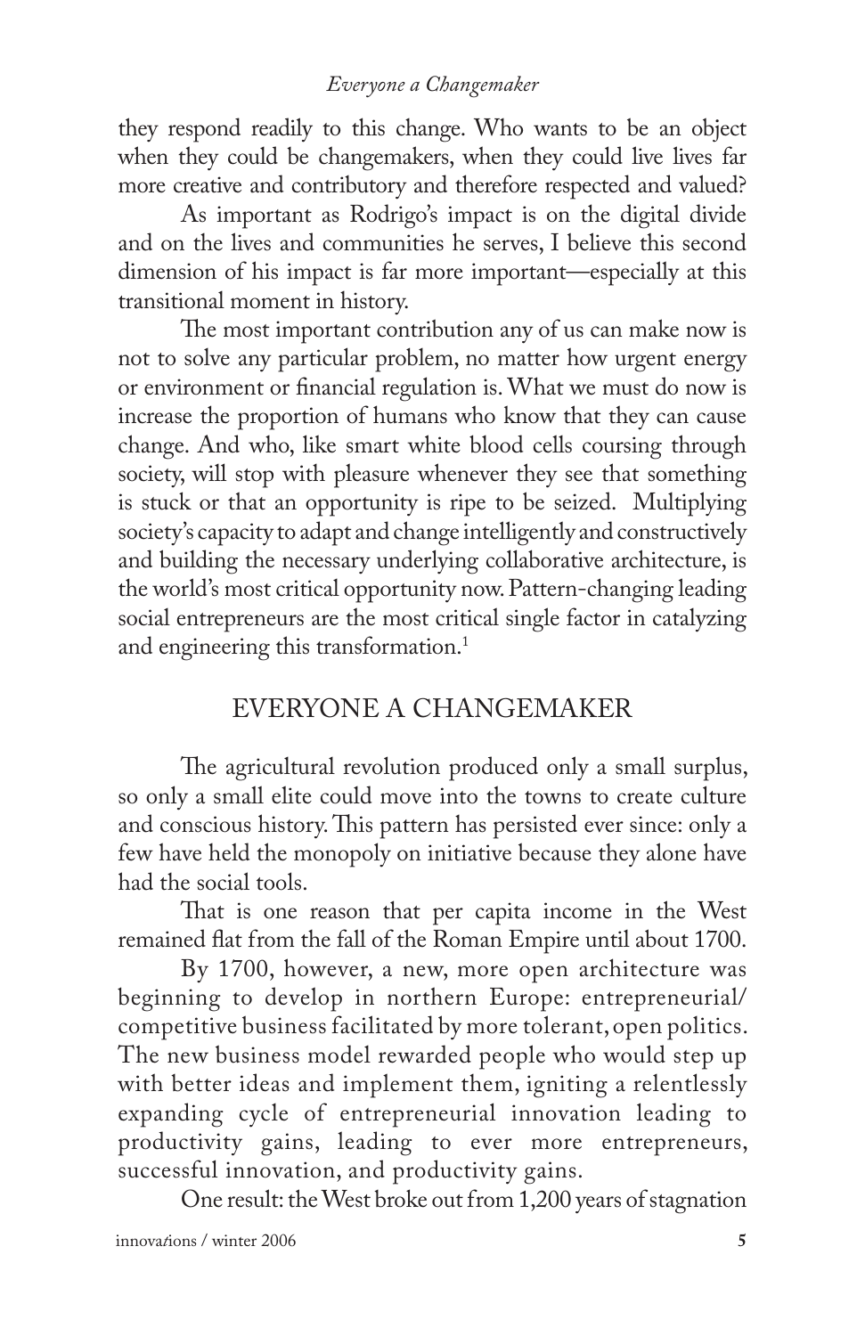they respond readily to this change. Who wants to be an object when they could be changemakers, when they could live lives far more creative and contributory and therefore respected and valued?

As important as Rodrigo's impact is on the digital divide and on the lives and communities he serves, I believe this second dimension of his impact is far more important—especially at this transitional moment in history.

The most important contribution any of us can make now is not to solve any particular problem, no matter how urgent energy or environment or financial regulation is. What we must do now is increase the proportion of humans who know that they can cause change. And who, like smart white blood cells coursing through society, will stop with pleasure whenever they see that something is stuck or that an opportunity is ripe to be seized. Multiplying society's capacity to adapt and change intelligently and constructively and building the necessary underlying collaborative architecture, is the world's most critical opportunity now. Pattern-changing leading social entrepreneurs are the most critical single factor in catalyzing and engineering this transformation.[1]

## EVERYONE A CHANGEMAKER

The agricultural revolution produced only a small surplus, so only a small elite could move into the towns to create culture and conscious history. This pattern has persisted ever since: only a few have held the monopoly on initiative because they alone have had the social tools.

That is one reason that per capita income in the West remained flat from the fall of the Roman Empire until about 1700.

By 1700, however, a new, more open architecture was beginning to develop in northern Europe: entrepreneurial/competitive business facilitated by more tolerant, open politics. The new business model rewarded people who would step up with better ideas and implement them, igniting a relentlessly expanding cycle of entrepreneurial innovation leading to productivity gains, leading to ever more entrepreneurs, successful innovation, and productivity gains.

One result: the West broke out from 1,200 years of stagnation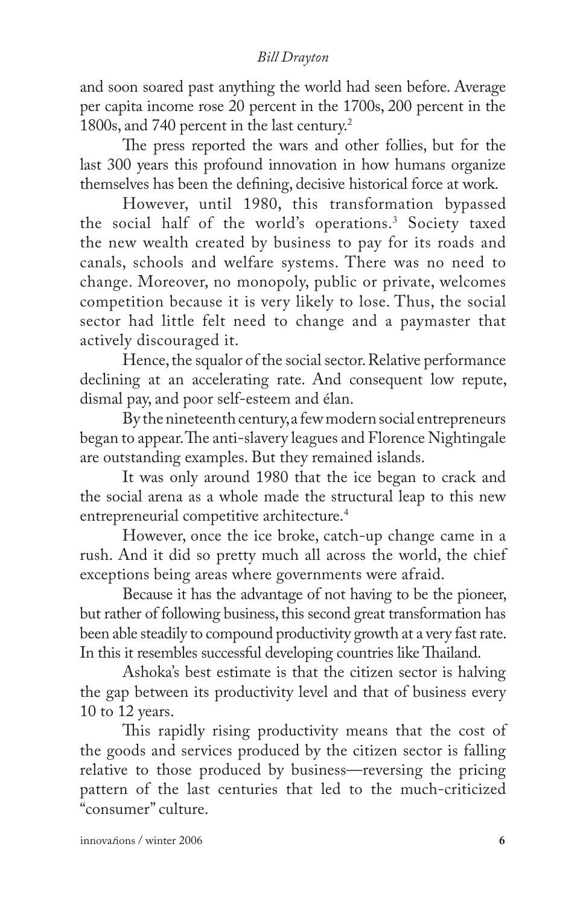and soon soared past anything the world had seen before. Average per capita income rose 20 percent in the 1700s, 200 percent in the 1800s, and 740 percent in the last century.[2]

The press reported the wars and other follies, but for the last 300 years this profound innovation in how humans organize themselves has been the defining, decisive historical force at work.

However, until 1980, this transformation bypassed the social half of the world's operations.[3] Society taxed the new wealth created by business to pay for its roads and canals, schools and welfare systems. There was no need to change. Moreover, no monopoly, public or private, welcomes competition because it is very likely to lose. Thus, the social sector had little felt need to change and a paymaster that actively discouraged it.

Hence, the squalor of the social sector. Relative performance declining at an accelerating rate. And consequent low repute, dismal pay, and poor self-esteem and élan.

By the nineteenth century, a few modern social entrepreneurs began to appear. The anti-slavery leagues and Florence Nightingale are outstanding examples. But they remained islands.

It was only around 1980 that the ice began to crack and the social arena as a whole made the structural leap to this new entrepreneurial competitive architecture.[4]

However, once the ice broke, catch-up change came in a rush. And it did so pretty much all across the world, the chief exceptions being areas where governments were afraid.

Because it has the advantage of not having to be the pioneer, but rather of following business, this second great transformation has been able steadily to compound productivity growth at a very fast rate. In this it resembles successful developing countries like Thailand.

Ashoka's best estimate is that the citizen sector is halving the gap between its productivity level and that of business every 10 to 12 years.

This rapidly rising productivity means that the cost of the goods and services produced by the citizen sector is falling relative to those produced by business—reversing the pricing pattern of the last centuries that led to the much-criticized "consumer" culture.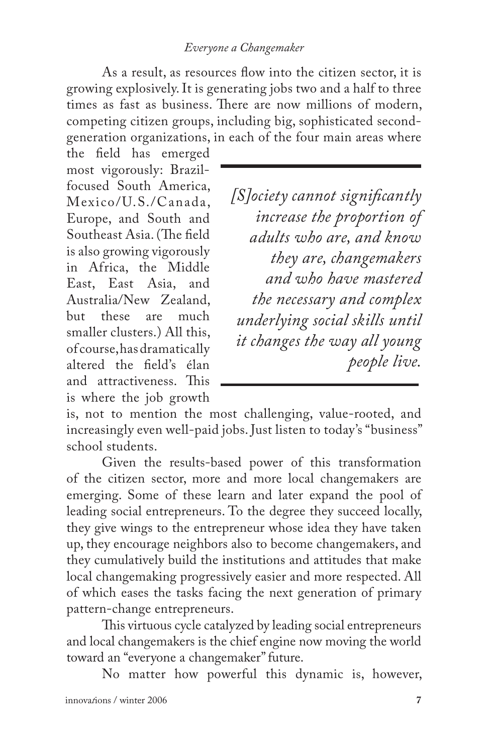As a result, as resources flow into the citizen sector, it is growing explosively. It is generating jobs two and a half to three times as fast as business. There are now millions of modern, competing citizen groups, including big, sophisticated second-generation organizations, in each of the four main areas where the field has emerged most vigorously: Brazil-focused South America, Mexico/U.S./Canada, Europe, and South and Southeast Asia. (The field is also growing vigorously in Africa, the Middle East, East Asia, and Australia/New Zealand, but these are much smaller clusters.) All this, of course, has dramatically altered the field's élan and attractiveness. This is where the job growth is, not to mention the most challenging, value-rooted, and increasingly even well-paid jobs. Just listen to today's "business" school students.

> *[S]ociety cannot significantly increase the proportion of adults who are, and know they are, changemakers and who have mastered the necessary and complex underlying social skills until it changes the way all young people live.*

Given the results-based power of this transformation of the citizen sector, more and more local changemakers are emerging. Some of these learn and later expand the pool of leading social entrepreneurs. To the degree they succeed locally, they give wings to the entrepreneur whose idea they have taken up, they encourage neighbors also to become changemakers, and they cumulatively build the institutions and attitudes that make local changemaking progressively easier and more respected. All of which eases the tasks facing the next generation of primary pattern-change entrepreneurs.

This virtuous cycle catalyzed by leading social entrepreneurs and local changemakers is the chief engine now moving the world toward an "everyone a changemaker" future.

No matter how powerful this dynamic is, however,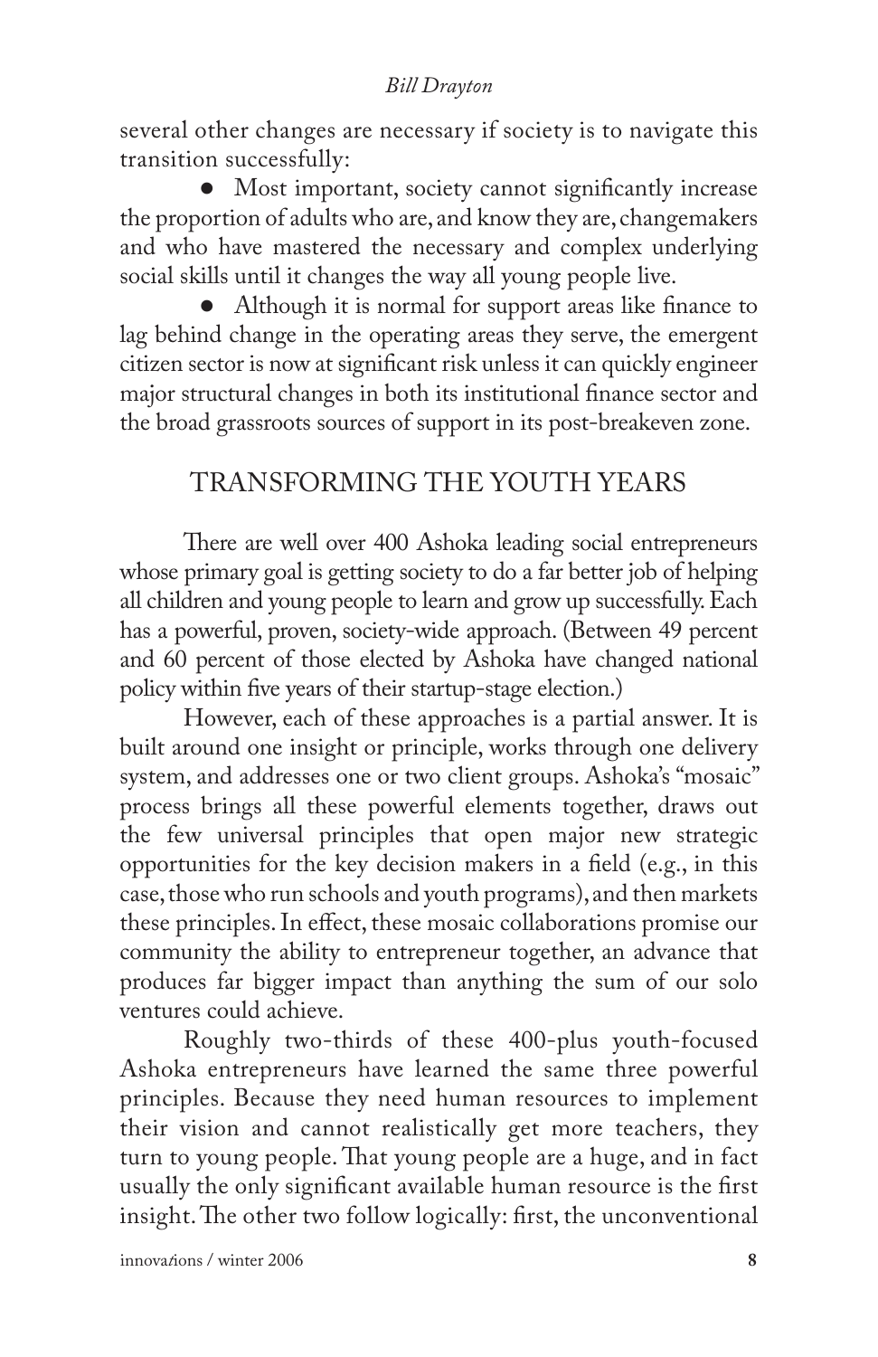several other changes are necessary if society is to navigate this transition successfully:

- Most important, society cannot significantly increase the proportion of adults who are, and know they are, changemakers and who have mastered the necessary and complex underlying social skills until it changes the way all young people live.
- Although it is normal for support areas like finance to lag behind change in the operating areas they serve, the emergent citizen sector is now at significant risk unless it can quickly engineer major structural changes in both its institutional finance sector and the broad grassroots sources of support in its post-breakeven zone.

## TRANSFORMING THE YOUTH YEARS

There are well over 400 Ashoka leading social entrepreneurs whose primary goal is getting society to do a far better job of helping all children and young people to learn and grow up successfully. Each has a powerful, proven, society-wide approach. (Between 49 percent and 60 percent of those elected by Ashoka have changed national policy within five years of their startup-stage election.)

However, each of these approaches is a partial answer. It is built around one insight or principle, works through one delivery system, and addresses one or two client groups. Ashoka's "mosaic" process brings all these powerful elements together, draws out the few universal principles that open major new strategic opportunities for the key decision makers in a field (e.g., in this case, those who run schools and youth programs), and then markets these principles. In effect, these mosaic collaborations promise our community the ability to entrepreneur together, an advance that produces far bigger impact than anything the sum of our solo ventures could achieve.

Roughly two-thirds of these 400-plus youth-focused Ashoka entrepreneurs have learned the same three powerful principles. Because they need human resources to implement their vision and cannot realistically get more teachers, they turn to young people. That young people are a huge, and in fact usually the only significant available human resource is the first insight. The other two follow logically: first, the unconventional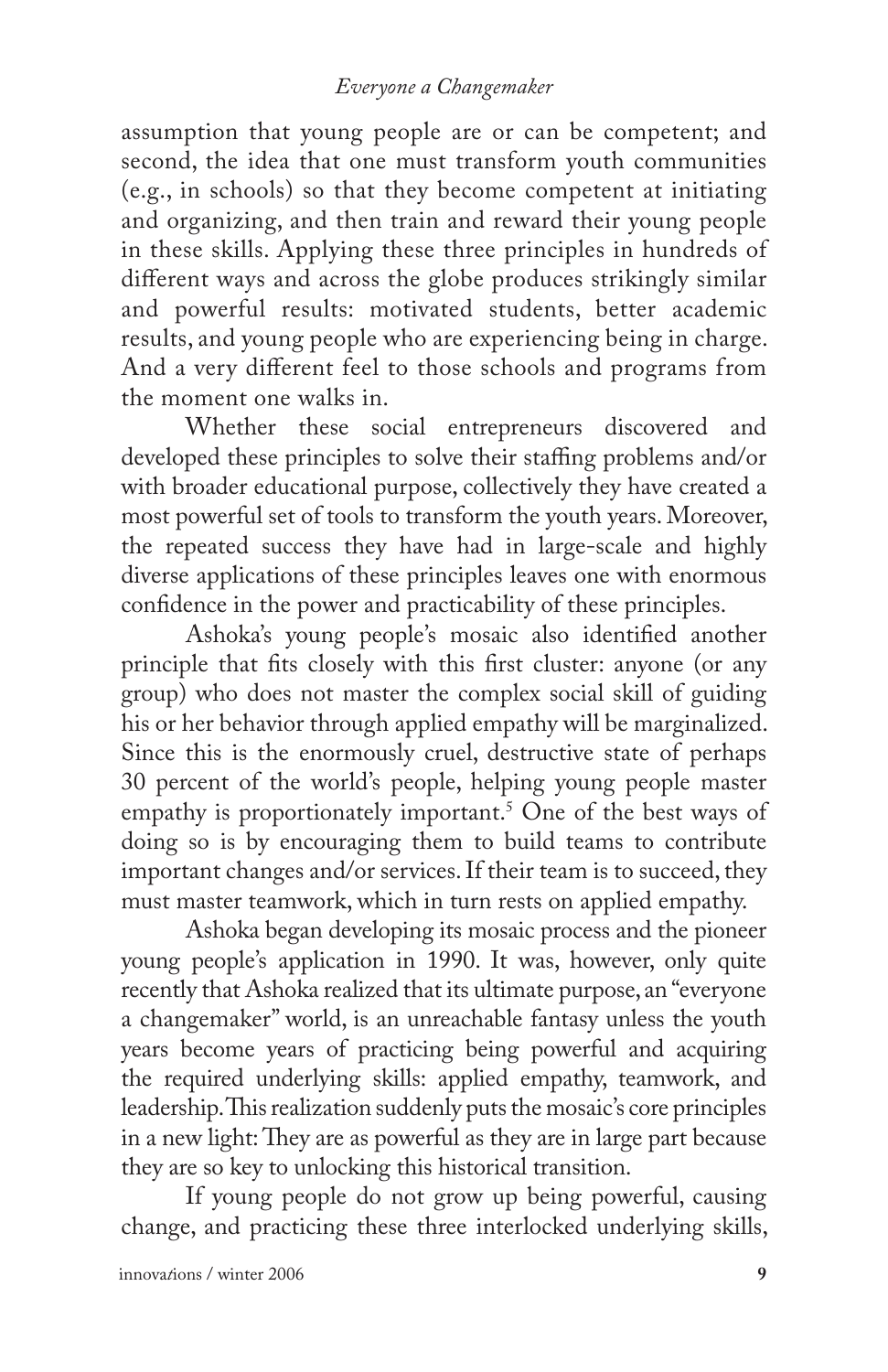assumption that young people are or can be competent; and second, the idea that one must transform youth communities (e.g., in schools) so that they become competent at initiating and organizing, and then train and reward their young people in these skills. Applying these three principles in hundreds of different ways and across the globe produces strikingly similar and powerful results: motivated students, better academic results, and young people who are experiencing being in charge. And a very different feel to those schools and programs from the moment one walks in.

Whether these social entrepreneurs discovered and developed these principles to solve their staffing problems and/or with broader educational purpose, collectively they have created a most powerful set of tools to transform the youth years. Moreover, the repeated success they have had in large-scale and highly diverse applications of these principles leaves one with enormous confidence in the power and practicability of these principles.

Ashoka's young people's mosaic also identified another principle that fits closely with this first cluster: anyone (or any group) who does not master the complex social skill of guiding his or her behavior through applied empathy will be marginalized. Since this is the enormously cruel, destructive state of perhaps 30 percent of the world's people, helping young people master empathy is proportionately important.[5] One of the best ways of doing so is by encouraging them to build teams to contribute important changes and/or services. If their team is to succeed, they must master teamwork, which in turn rests on applied empathy.

Ashoka began developing its mosaic process and the pioneer young people's application in 1990. It was, however, only quite recently that Ashoka realized that its ultimate purpose, an "everyone a changemaker" world, is an unreachable fantasy unless the youth years become years of practicing being powerful and acquiring the required underlying skills: applied empathy, teamwork, and leadership. This realization suddenly puts the mosaic's core principles in a new light: They are as powerful as they are in large part because they are so key to unlocking this historical transition.

If young people do not grow up being powerful, causing change, and practicing these three interlocked underlying skills,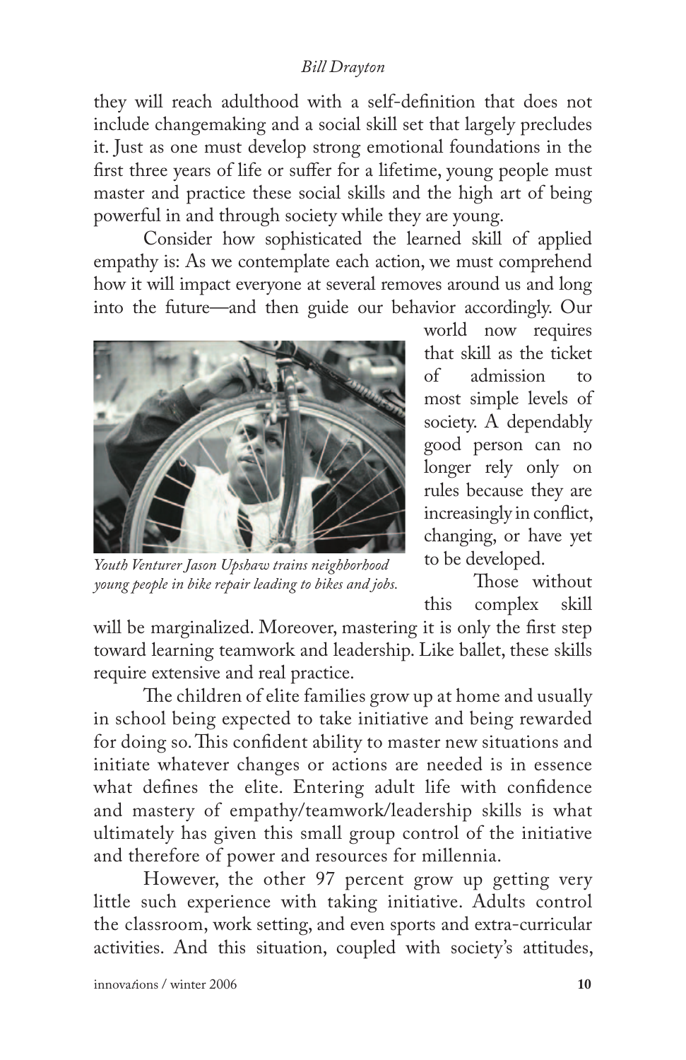they will reach adulthood with a self-definition that does not include changemaking and a social skill set that largely precludes it. Just as one must develop strong emotional foundations in the first three years of life or suffer for a lifetime, young people must master and practice these social skills and the high art of being powerful in and through society while they are young.

Consider how sophisticated the learned skill of applied empathy is: As we contemplate each action, we must comprehend how it will impact everyone at several removes around us and long into the future—and then guide our behavior accordingly. Our world now requires that skill as the ticket of admission to most simple levels of society. A dependably good person can no longer rely only on rules because they are increasingly in conflict, changing, or have yet to be developed.

*Youth Venturer Jason Upshaw trains neighborhood young people in bike repair leading to bikes and jobs.*

Those without this complex skill will be marginalized. Moreover, mastering it is only the first step toward learning teamwork and leadership. Like ballet, these skills require extensive and real practice.

The children of elite families grow up at home and usually in school being expected to take initiative and being rewarded for doing so. This confident ability to master new situations and initiate whatever changes or actions are needed is in essence what defines the elite. Entering adult life with confidence and mastery of empathy/teamwork/leadership skills is what ultimately has given this small group control of the initiative and therefore of power and resources for millennia.

However, the other 97 percent grow up getting very little such experience with taking initiative. Adults control the classroom, work setting, and even sports and extra-curricular activities. And this situation, coupled with society's attitudes,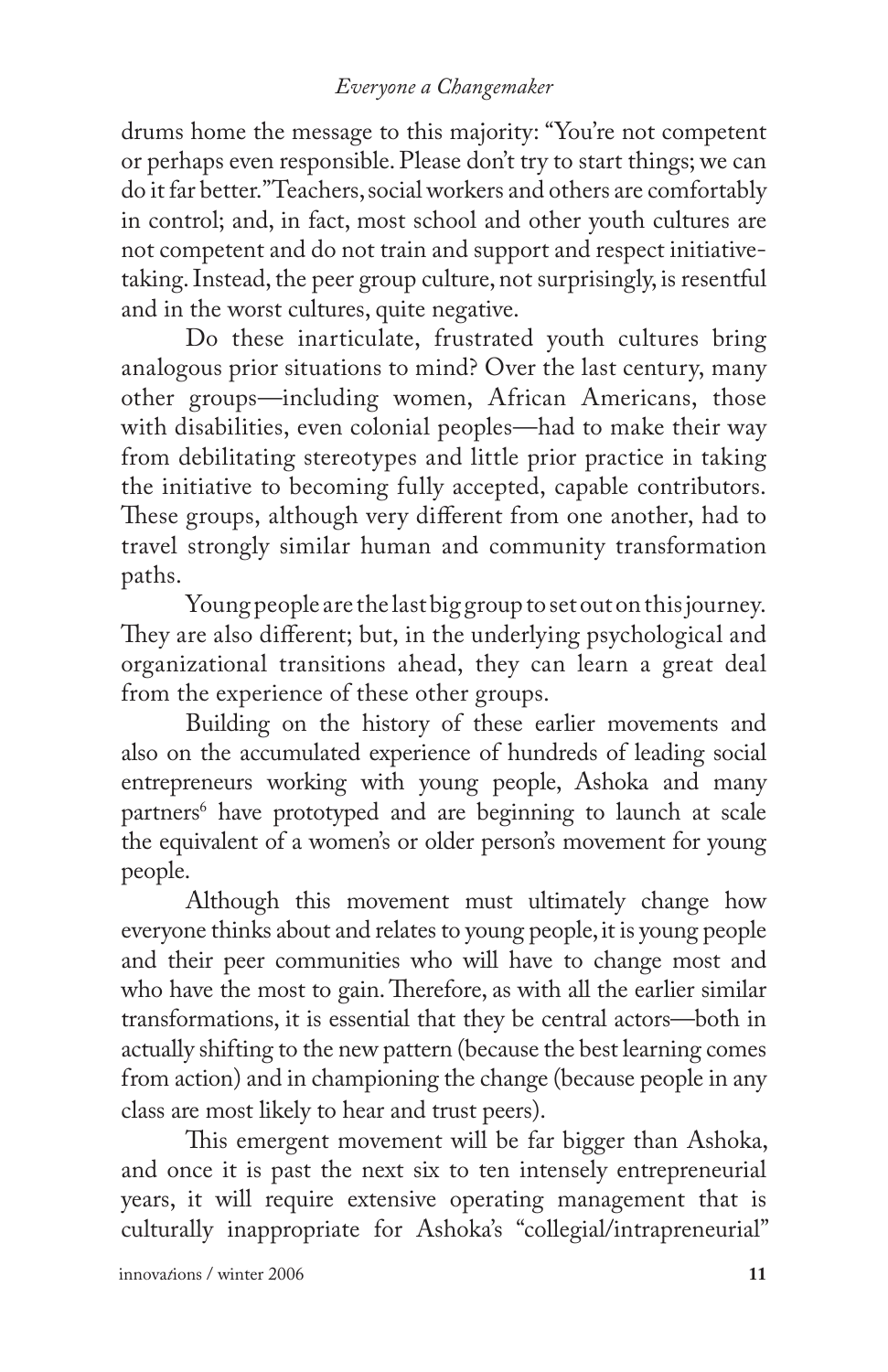drums home the message to this majority: "You're not competent or perhaps even responsible. Please don't try to start things; we can do it far better." Teachers, social workers and others are comfortably in control; and, in fact, most school and other youth cultures are not competent and do not train and support and respect initiative-taking. Instead, the peer group culture, not surprisingly, is resentful and in the worst cultures, quite negative.

Do these inarticulate, frustrated youth cultures bring analogous prior situations to mind? Over the last century, many other groups—including women, African Americans, those with disabilities, even colonial peoples—had to make their way from debilitating stereotypes and little prior practice in taking the initiative to becoming fully accepted, capable contributors. These groups, although very different from one another, had to travel strongly similar human and community transformation paths.

Young people are the last big group to set out on this journey. They are also different; but, in the underlying psychological and organizational transitions ahead, they can learn a great deal from the experience of these other groups.

Building on the history of these earlier movements and also on the accumulated experience of hundreds of leading social entrepreneurs working with young people, Ashoka and many partners[6] have prototyped and are beginning to launch at scale the equivalent of a women's or older person's movement for young people.

Although this movement must ultimately change how everyone thinks about and relates to young people, it is young people and their peer communities who will have to change most and who have the most to gain. Therefore, as with all the earlier similar transformations, it is essential that they be central actors—both in actually shifting to the new pattern (because the best learning comes from action) and in championing the change (because people in any class are most likely to hear and trust peers).

This emergent movement will be far bigger than Ashoka, and once it is past the next six to ten intensely entrepreneurial years, it will require extensive operating management that is culturally inappropriate for Ashoka's "collegial/intrapreneurial"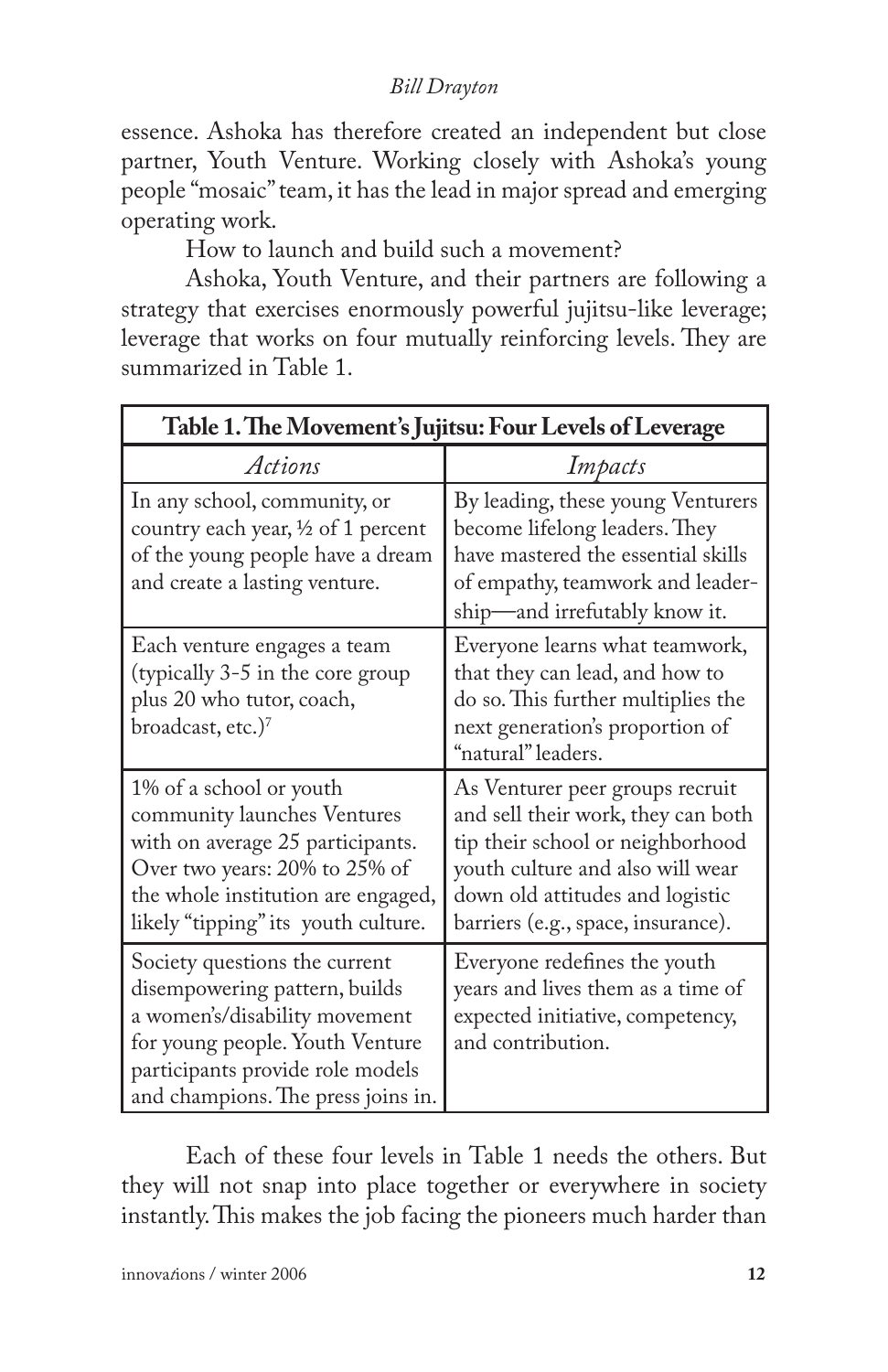essence. Ashoka has therefore created an independent but close partner, Youth Venture. Working closely with Ashoka's young people "mosaic" team, it has the lead in major spread and emerging operating work.

How to launch and build such a movement?

Ashoka, Youth Venture, and their partners are following a strategy that exercises enormously powerful jujitsu-like leverage; leverage that works on four mutually reinforcing levels. They are summarized in Table 1.

**Table 1. The Movement's Jujitsu: Four Levels of Leverage**

| *Actions* | *Impacts* |
| --- | --- |
| In any school, community, or country each year, ½ of 1 percent of the young people have a dream and create a lasting venture. | By leading, these young Venturers become lifelong leaders. They have mastered the essential skills of empathy, teamwork and leadership—and irrefutably know it. |
| Each venture engages a team (typically 3-5 in the core group plus 20 who tutor, coach, broadcast, etc.)[7] | Everyone learns what teamwork, that they can lead, and how to do so. This further multiplies the next generation's proportion of "natural" leaders. |
| 1% of a school or youth community launches Ventures with on average 25 participants. Over two years: 20% to 25% of the whole institution are engaged, likely "tipping" its youth culture. | As Venturer peer groups recruit and sell their work, they can both tip their school or neighborhood youth culture and also will wear down old attitudes and logistic barriers (e.g., space, insurance). |
| Society questions the current disempowering pattern, builds a women's/disability movement for young people. Youth Venture participants provide role models and champions. The press joins in. | Everyone redefines the youth years and lives them as a time of expected initiative, competency, and contribution. |

Each of these four levels in Table 1 needs the others. But they will not snap into place together or everywhere in society instantly. This makes the job facing the pioneers much harder than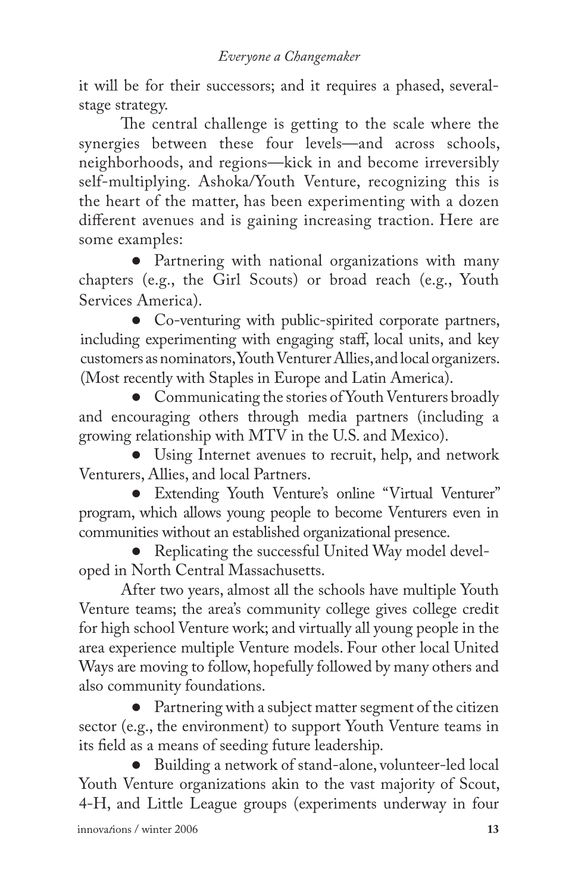it will be for their successors; and it requires a phased, several-stage strategy.

The central challenge is getting to the scale where the synergies between these four levels—and across schools, neighborhoods, and regions—kick in and become irreversibly self-multiplying. Ashoka/Youth Venture, recognizing this is the heart of the matter, has been experimenting with a dozen different avenues and is gaining increasing traction. Here are some examples:

- Partnering with national organizations with many chapters (e.g., the Girl Scouts) or broad reach (e.g., Youth Services America).
- Co-venturing with public-spirited corporate partners, including experimenting with engaging staff, local units, and key customers as nominators, Youth Venturer Allies, and local organizers. (Most recently with Staples in Europe and Latin America).
- Communicating the stories of Youth Venturers broadly and encouraging others through media partners (including a growing relationship with MTV in the U.S. and Mexico).
- Using Internet avenues to recruit, help, and network Venturers, Allies, and local Partners.
- Extending Youth Venture's online "Virtual Venturer" program, which allows young people to become Venturers even in communities without an established organizational presence.
- Replicating the successful United Way model developed in North Central Massachusetts.

After two years, almost all the schools have multiple Youth Venture teams; the area's community college gives college credit for high school Venture work; and virtually all young people in the area experience multiple Venture models. Four other local United Ways are moving to follow, hopefully followed by many others and also community foundations.

- Partnering with a subject matter segment of the citizen sector (e.g., the environment) to support Youth Venture teams in its field as a means of seeding future leadership.
- Building a network of stand-alone, volunteer-led local Youth Venture organizations akin to the vast majority of Scout, 4-H, and Little League groups (experiments underway in four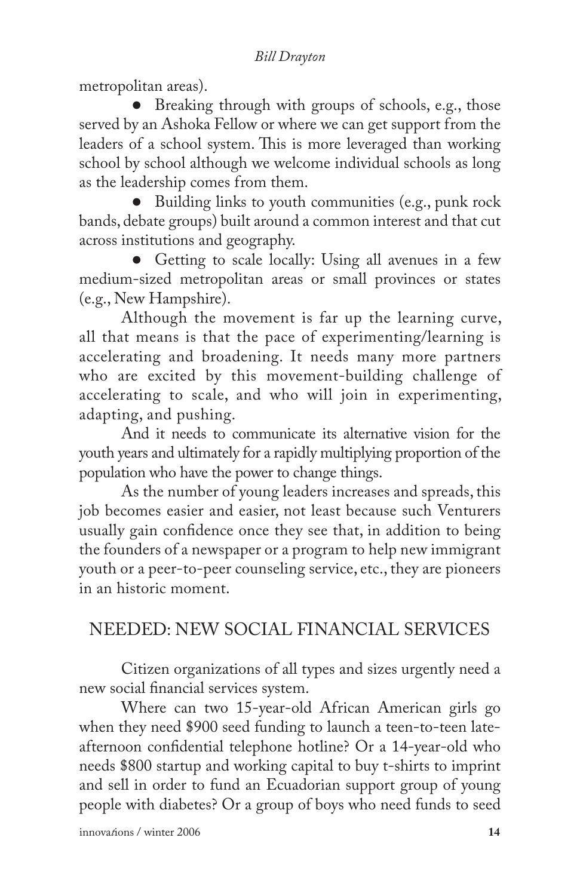metropolitan areas).

- Breaking through with groups of schools, e.g., those served by an Ashoka Fellow or where we can get support from the leaders of a school system. This is more leveraged than working school by school although we welcome individual schools as long as the leadership comes from them.
- Building links to youth communities (e.g., punk rock bands, debate groups) built around a common interest and that cut across institutions and geography.
- Getting to scale locally: Using all avenues in a few medium-sized metropolitan areas or small provinces or states (e.g., New Hampshire).

Although the movement is far up the learning curve, all that means is that the pace of experimenting/learning is accelerating and broadening. It needs many more partners who are excited by this movement-building challenge of accelerating to scale, and who will join in experimenting, adapting, and pushing.

And it needs to communicate its alternative vision for the youth years and ultimately for a rapidly multiplying proportion of the population who have the power to change things.

As the number of young leaders increases and spreads, this job becomes easier and easier, not least because such Venturers usually gain confidence once they see that, in addition to being the founders of a newspaper or a program to help new immigrant youth or a peer-to-peer counseling service, etc., they are pioneers in an historic moment.

## NEEDED: NEW SOCIAL FINANCIAL SERVICES

Citizen organizations of all types and sizes urgently need a new social financial services system.

Where can two 15-year-old African American girls go when they need $900 seed funding to launch a teen-to-teen late-afternoon confidential telephone hotline? Or a 14-year-old who needs $800 startup and working capital to buy t-shirts to imprint and sell in order to fund an Ecuadorian support group of young people with diabetes? Or a group of boys who need funds to seed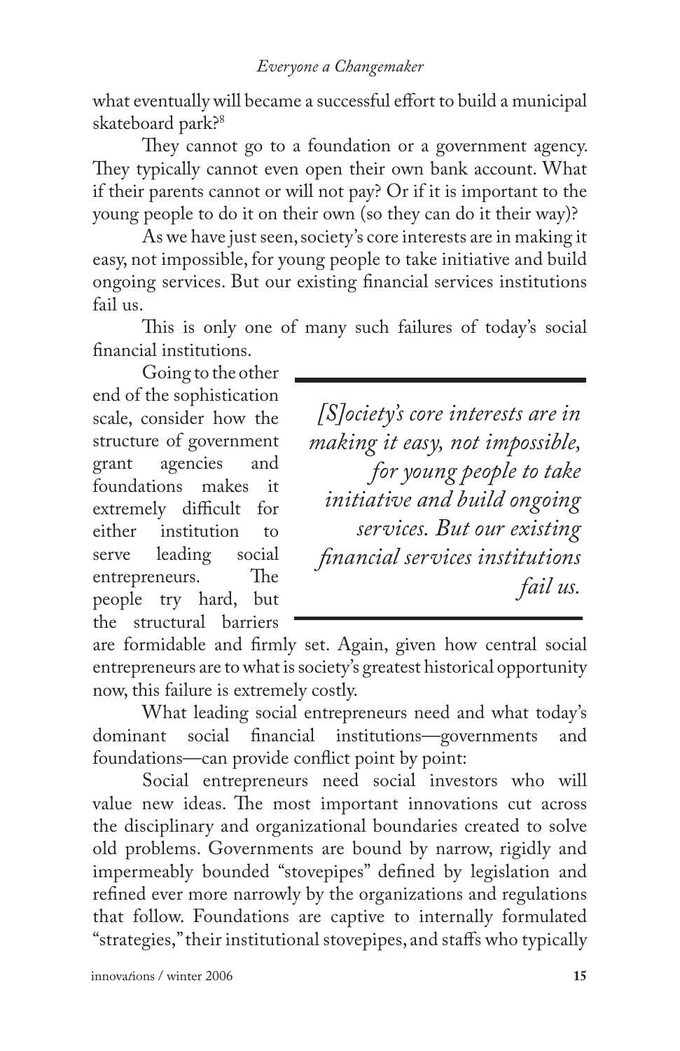what eventually will became a successful effort to build a municipal skateboard park?[8]

They cannot go to a foundation or a government agency. They typically cannot even open their own bank account. What if their parents cannot or will not pay? Or if it is important to the young people to do it on their own (so they can do it their way)?

As we have just seen, society's core interests are in making it easy, not impossible, for young people to take initiative and build ongoing services. But our existing financial services institutions fail us.

This is only one of many such failures of today's social financial institutions.

Going to the other end of the sophistication scale, consider how the structure of government grant agencies and foundations makes it extremely difficult for either institution to serve leading social entrepreneurs. The people try hard, but the structural barriers are formidable and firmly set. Again, given how central social entrepreneurs are to what is society's greatest historical opportunity now, this failure is extremely costly.

> *[S]ociety's core interests are in making it easy, not impossible, for young people to take initiative and build ongoing services. But our existing financial services institutions fail us.*

What leading social entrepreneurs need and what today's dominant social financial institutions—governments and foundations—can provide conflict point by point:

Social entrepreneurs need social investors who will value new ideas. The most important innovations cut across the disciplinary and organizational boundaries created to solve old problems. Governments are bound by narrow, rigidly and impermeably bounded "stovepipes" defined by legislation and refined ever more narrowly by the organizations and regulations that follow. Foundations are captive to internally formulated "strategies," their institutional stovepipes, and staffs who typically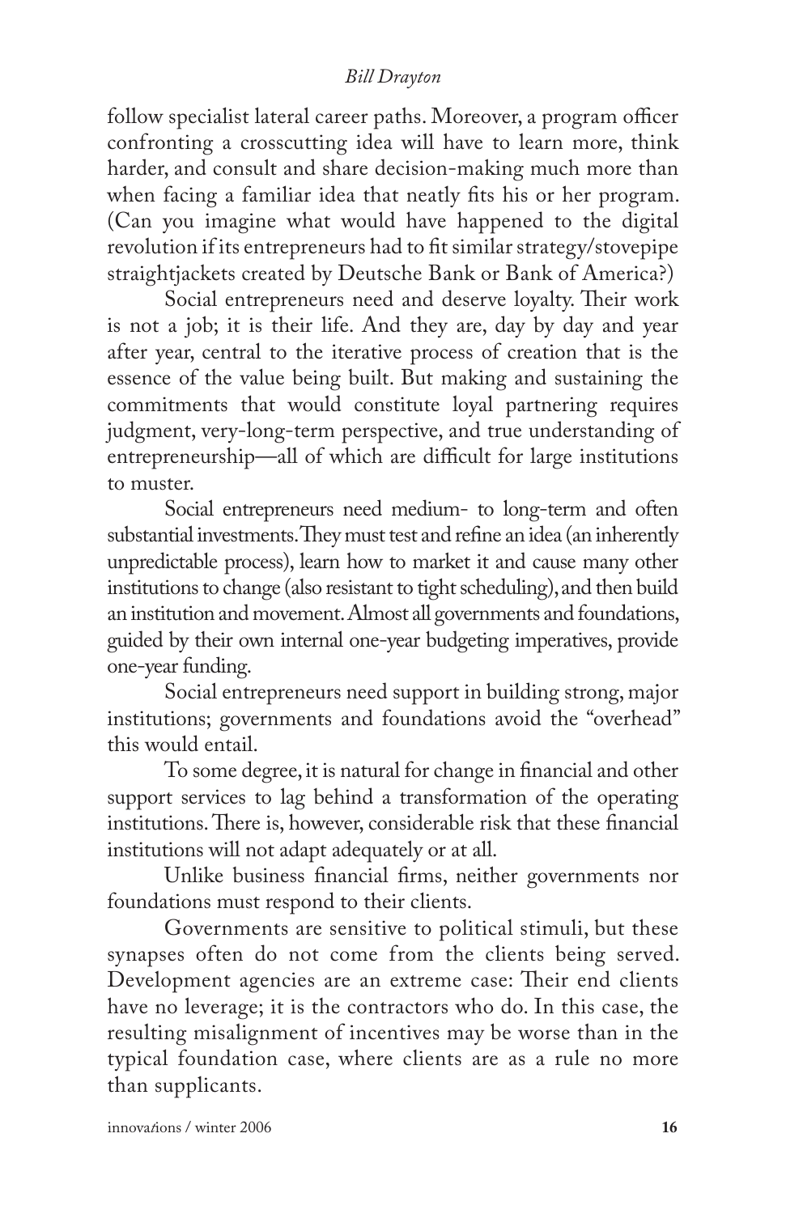follow specialist lateral career paths. Moreover, a program officer confronting a crosscutting idea will have to learn more, think harder, and consult and share decision-making much more than when facing a familiar idea that neatly fits his or her program. (Can you imagine what would have happened to the digital revolution if its entrepreneurs had to fit similar strategy/stovepipe straightjackets created by Deutsche Bank or Bank of America?)

Social entrepreneurs need and deserve loyalty. Their work is not a job; it is their life. And they are, day by day and year after year, central to the iterative process of creation that is the essence of the value being built. But making and sustaining the commitments that would constitute loyal partnering requires judgment, very-long-term perspective, and true understanding of entrepreneurship—all of which are difficult for large institutions to muster.

Social entrepreneurs need medium- to long-term and often substantial investments. They must test and refine an idea (an inherently unpredictable process), learn how to market it and cause many other institutions to change (also resistant to tight scheduling), and then build an institution and movement. Almost all governments and foundations, guided by their own internal one-year budgeting imperatives, provide one-year funding.

Social entrepreneurs need support in building strong, major institutions; governments and foundations avoid the "overhead" this would entail.

To some degree, it is natural for change in financial and other support services to lag behind a transformation of the operating institutions. There is, however, considerable risk that these financial institutions will not adapt adequately or at all.

Unlike business financial firms, neither governments nor foundations must respond to their clients.

Governments are sensitive to political stimuli, but these synapses often do not come from the clients being served. Development agencies are an extreme case: Their end clients have no leverage; it is the contractors who do. In this case, the resulting misalignment of incentives may be worse than in the typical foundation case, where clients are as a rule no more than supplicants.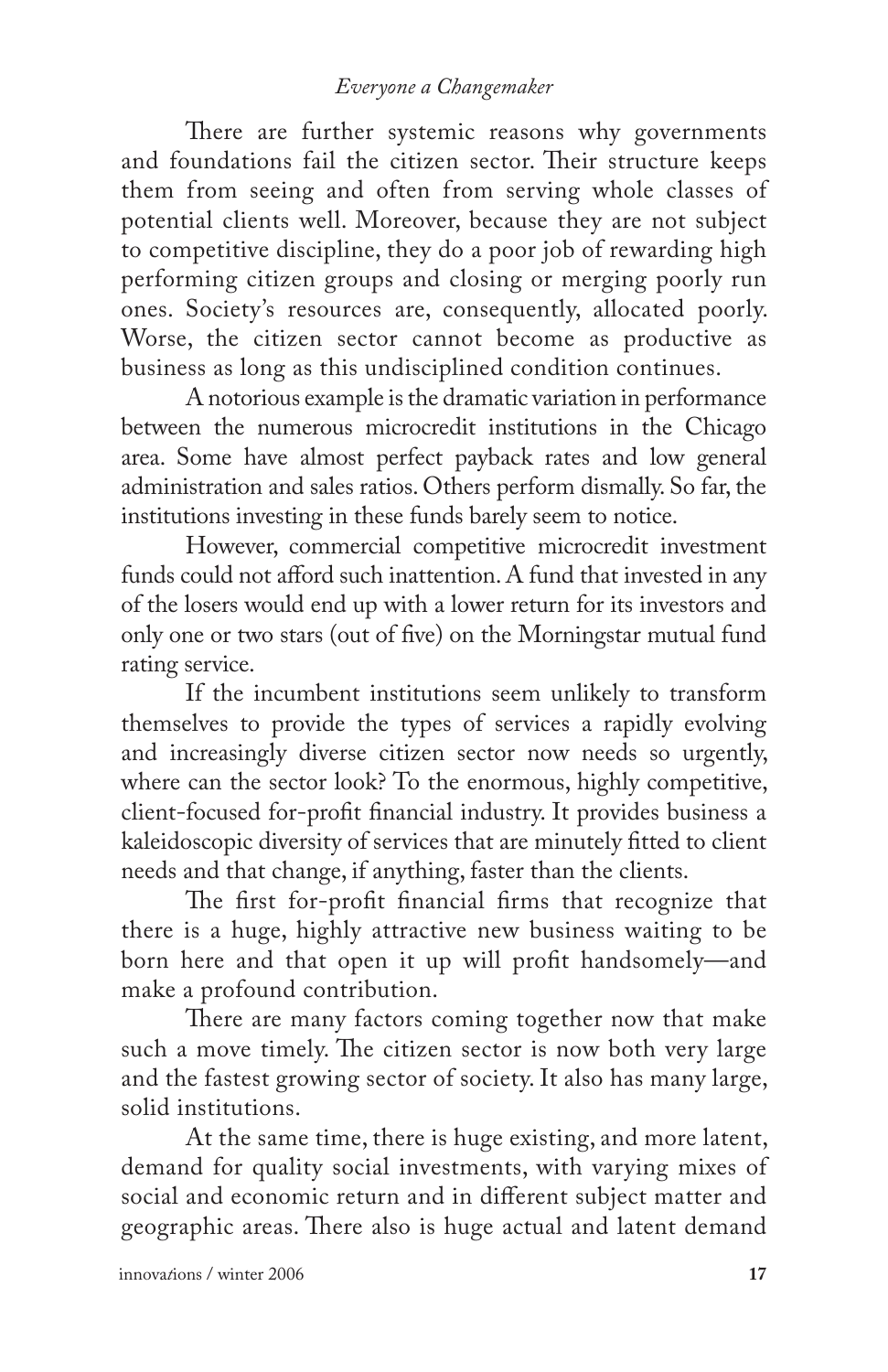There are further systemic reasons why governments and foundations fail the citizen sector. Their structure keeps them from seeing and often from serving whole classes of potential clients well. Moreover, because they are not subject to competitive discipline, they do a poor job of rewarding high performing citizen groups and closing or merging poorly run ones. Society's resources are, consequently, allocated poorly. Worse, the citizen sector cannot become as productive as business as long as this undisciplined condition continues.

A notorious example is the dramatic variation in performance between the numerous microcredit institutions in the Chicago area. Some have almost perfect payback rates and low general administration and sales ratios. Others perform dismally. So far, the institutions investing in these funds barely seem to notice.

However, commercial competitive microcredit investment funds could not afford such inattention. A fund that invested in any of the losers would end up with a lower return for its investors and only one or two stars (out of five) on the Morningstar mutual fund rating service.

If the incumbent institutions seem unlikely to transform themselves to provide the types of services a rapidly evolving and increasingly diverse citizen sector now needs so urgently, where can the sector look? To the enormous, highly competitive, client-focused for-profit financial industry. It provides business a kaleidoscopic diversity of services that are minutely fitted to client needs and that change, if anything, faster than the clients.

The first for-profit financial firms that recognize that there is a huge, highly attractive new business waiting to be born here and that open it up will profit handsomely—and make a profound contribution.

There are many factors coming together now that make such a move timely. The citizen sector is now both very large and the fastest growing sector of society. It also has many large, solid institutions.

At the same time, there is huge existing, and more latent, demand for quality social investments, with varying mixes of social and economic return and in different subject matter and geographic areas. There also is huge actual and latent demand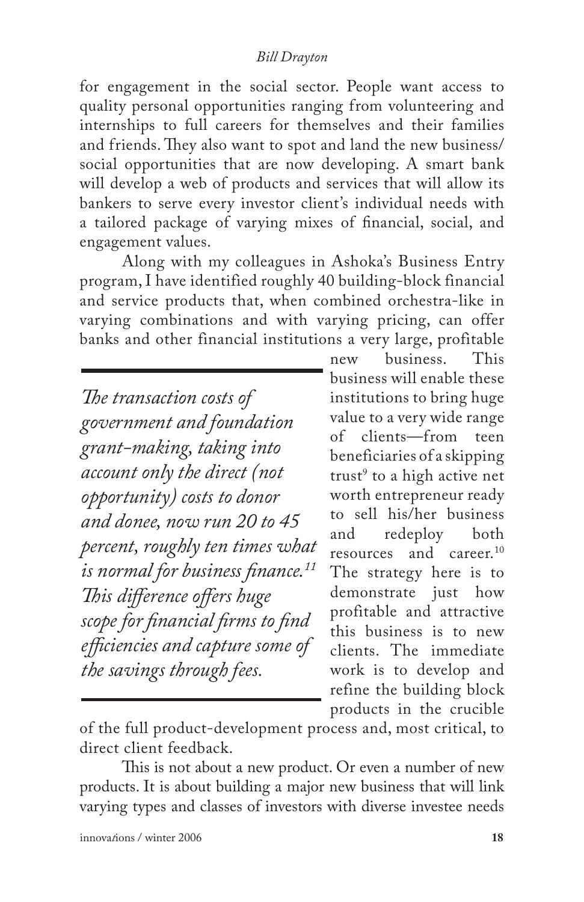for engagement in the social sector. People want access to quality personal opportunities ranging from volunteering and internships to full careers for themselves and their families and friends. They also want to spot and land the new business/social opportunities that are now developing. A smart bank will develop a web of products and services that will allow its bankers to serve every investor client's individual needs with a tailored package of varying mixes of financial, social, and engagement values.

Along with my colleagues in Ashoka's Business Entry program, I have identified roughly 40 building-block financial and service products that, when combined orchestra-like in varying combinations and with varying pricing, can offer banks and other financial institutions a very large, profitable new business. This business will enable these institutions to bring huge value to a very wide range of clients—from teen beneficiaries of a skipping trust[9] to a high active net worth entrepreneur ready to sell his/her business and redeploy both resources and career.[10] The strategy here is to demonstrate just how profitable and attractive this business is to new clients. The immediate work is to develop and refine the building block products in the crucible of the full product-development process and, most critical, to direct client feedback.

> *The transaction costs of government and foundation grant-making, taking into account only the direct (not opportunity) costs to donor and donee, now run 20 to 45 percent, roughly ten times what is normal for business finance.[11] This difference offers huge scope for financial firms to find efficiencies and capture some of the savings through fees.*

This is not about a new product. Or even a number of new products. It is about building a major new business that will link varying types and classes of investors with diverse investee needs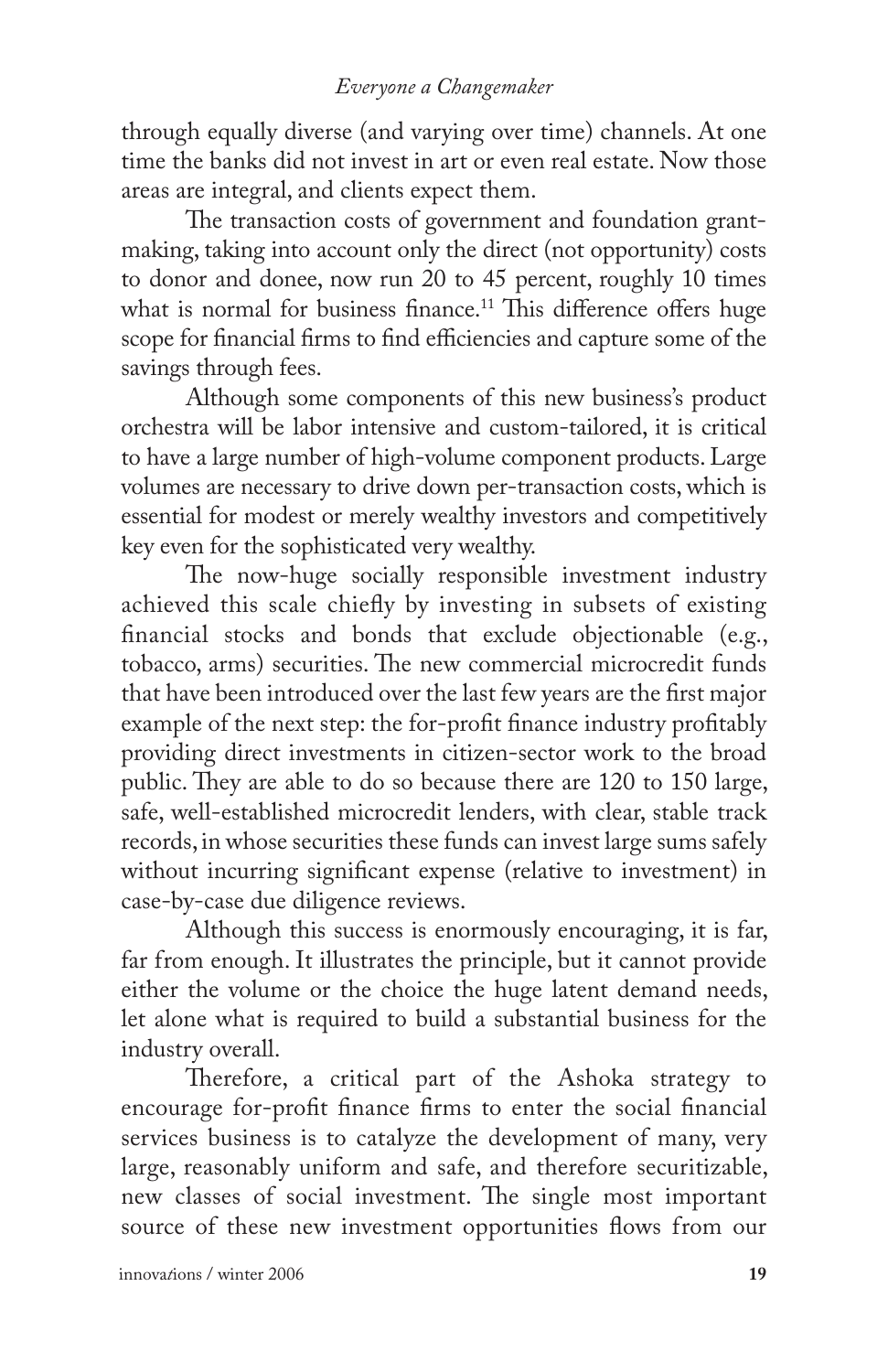through equally diverse (and varying over time) channels. At one time the banks did not invest in art or even real estate. Now those areas are integral, and clients expect them.

The transaction costs of government and foundation grant-making, taking into account only the direct (not opportunity) costs to donor and donee, now run 20 to 45 percent, roughly 10 times what is normal for business finance.[11] This difference offers huge scope for financial firms to find efficiencies and capture some of the savings through fees.

Although some components of this new business's product orchestra will be labor intensive and custom-tailored, it is critical to have a large number of high-volume component products. Large volumes are necessary to drive down per-transaction costs, which is essential for modest or merely wealthy investors and competitively key even for the sophisticated very wealthy.

The now-huge socially responsible investment industry achieved this scale chiefly by investing in subsets of existing financial stocks and bonds that exclude objectionable (e.g., tobacco, arms) securities. The new commercial microcredit funds that have been introduced over the last few years are the first major example of the next step: the for-profit finance industry profitably providing direct investments in citizen-sector work to the broad public. They are able to do so because there are 120 to 150 large, safe, well-established microcredit lenders, with clear, stable track records, in whose securities these funds can invest large sums safely without incurring significant expense (relative to investment) in case-by-case due diligence reviews.

Although this success is enormously encouraging, it is far, far from enough. It illustrates the principle, but it cannot provide either the volume or the choice the huge latent demand needs, let alone what is required to build a substantial business for the industry overall.

Therefore, a critical part of the Ashoka strategy to encourage for-profit finance firms to enter the social financial services business is to catalyze the development of many, very large, reasonably uniform and safe, and therefore securitizable, new classes of social investment. The single most important source of these new investment opportunities flows from our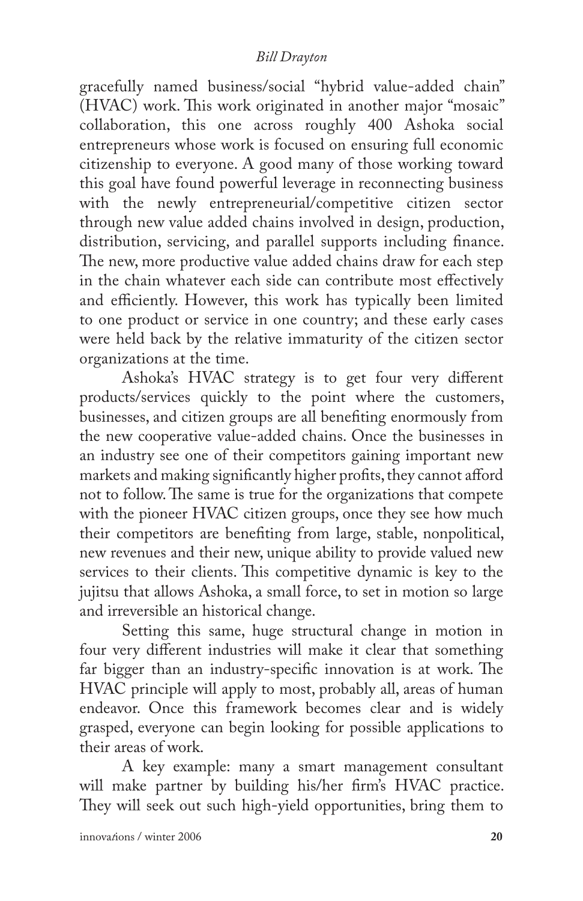gracefully named business/social "hybrid value-added chain" (HVAC) work. This work originated in another major "mosaic" collaboration, this one across roughly 400 Ashoka social entrepreneurs whose work is focused on ensuring full economic citizenship to everyone. A good many of those working toward this goal have found powerful leverage in reconnecting business with the newly entrepreneurial/competitive citizen sector through new value added chains involved in design, production, distribution, servicing, and parallel supports including finance. The new, more productive value added chains draw for each step in the chain whatever each side can contribute most effectively and efficiently. However, this work has typically been limited to one product or service in one country; and these early cases were held back by the relative immaturity of the citizen sector organizations at the time.

Ashoka's HVAC strategy is to get four very different products/services quickly to the point where the customers, businesses, and citizen groups are all benefiting enormously from the new cooperative value-added chains. Once the businesses in an industry see one of their competitors gaining important new markets and making significantly higher profits, they cannot afford not to follow. The same is true for the organizations that compete with the pioneer HVAC citizen groups, once they see how much their competitors are benefiting from large, stable, nonpolitical, new revenues and their new, unique ability to provide valued new services to their clients. This competitive dynamic is key to the jujitsu that allows Ashoka, a small force, to set in motion so large and irreversible an historical change.

Setting this same, huge structural change in motion in four very different industries will make it clear that something far bigger than an industry-specific innovation is at work. The HVAC principle will apply to most, probably all, areas of human endeavor. Once this framework becomes clear and is widely grasped, everyone can begin looking for possible applications to their areas of work.

A key example: many a smart management consultant will make partner by building his/her firm's HVAC practice. They will seek out such high-yield opportunities, bring them to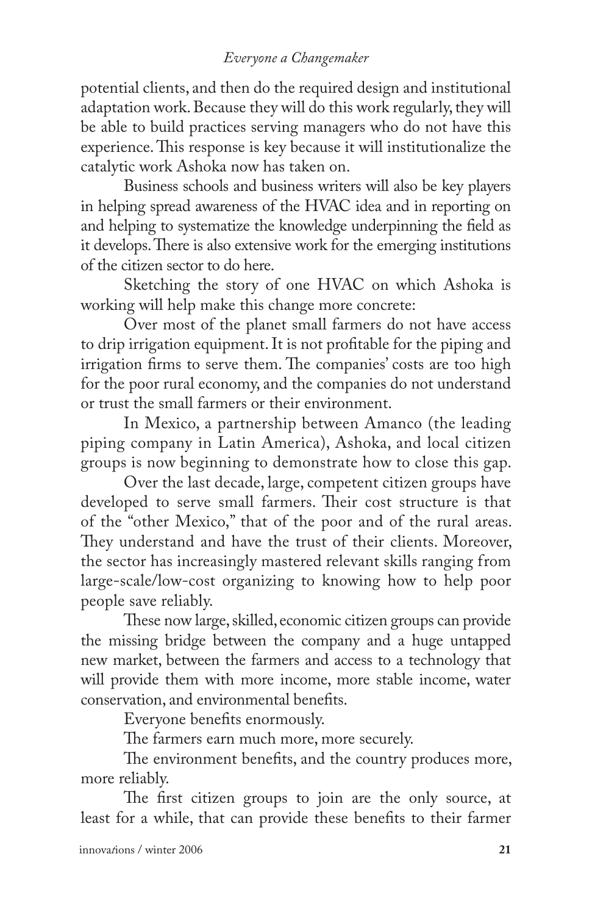potential clients, and then do the required design and institutional adaptation work. Because they will do this work regularly, they will be able to build practices serving managers who do not have this experience. This response is key because it will institutionalize the catalytic work Ashoka now has taken on.

Business schools and business writers will also be key players in helping spread awareness of the HVAC idea and in reporting on and helping to systematize the knowledge underpinning the field as it develops. There is also extensive work for the emerging institutions of the citizen sector to do here.

Sketching the story of one HVAC on which Ashoka is working will help make this change more concrete:

Over most of the planet small farmers do not have access to drip irrigation equipment. It is not profitable for the piping and irrigation firms to serve them. The companies' costs are too high for the poor rural economy, and the companies do not understand or trust the small farmers or their environment.

In Mexico, a partnership between Amanco (the leading piping company in Latin America), Ashoka, and local citizen groups is now beginning to demonstrate how to close this gap.

Over the last decade, large, competent citizen groups have developed to serve small farmers. Their cost structure is that of the "other Mexico," that of the poor and of the rural areas. They understand and have the trust of their clients. Moreover, the sector has increasingly mastered relevant skills ranging from large-scale/low-cost organizing to knowing how to help poor people save reliably.

These now large, skilled, economic citizen groups can provide the missing bridge between the company and a huge untapped new market, between the farmers and access to a technology that will provide them with more income, more stable income, water conservation, and environmental benefits.

Everyone benefits enormously.

The farmers earn much more, more securely.

The environment benefits, and the country produces more, more reliably.

The first citizen groups to join are the only source, at least for a while, that can provide these benefits to their farmer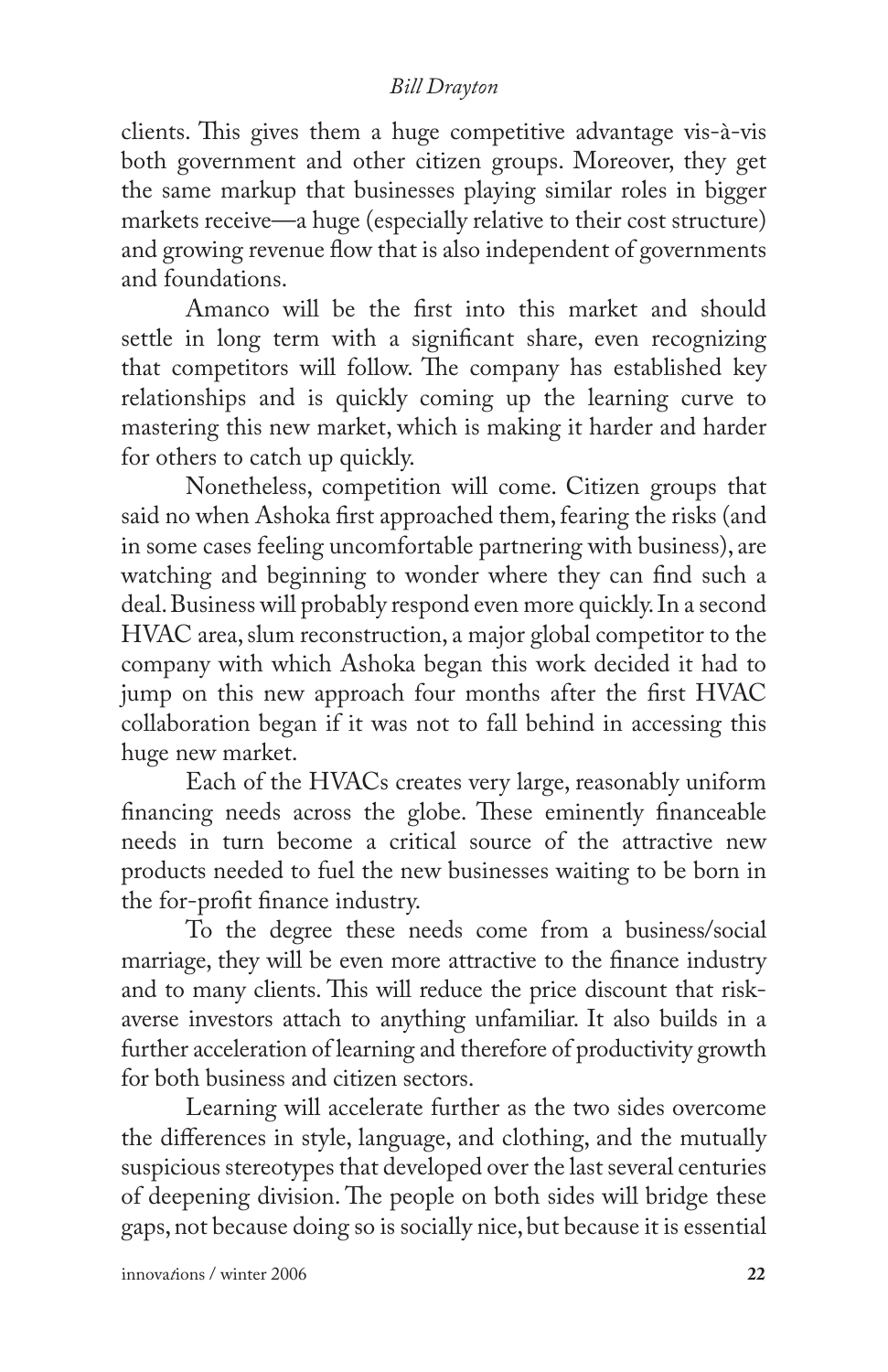clients. This gives them a huge competitive advantage vis-à-vis both government and other citizen groups. Moreover, they get the same markup that businesses playing similar roles in bigger markets receive—a huge (especially relative to their cost structure) and growing revenue flow that is also independent of governments and foundations.

Amanco will be the first into this market and should settle in long term with a significant share, even recognizing that competitors will follow. The company has established key relationships and is quickly coming up the learning curve to mastering this new market, which is making it harder and harder for others to catch up quickly.

Nonetheless, competition will come. Citizen groups that said no when Ashoka first approached them, fearing the risks (and in some cases feeling uncomfortable partnering with business), are watching and beginning to wonder where they can find such a deal. Business will probably respond even more quickly. In a second HVAC area, slum reconstruction, a major global competitor to the company with which Ashoka began this work decided it had to jump on this new approach four months after the first HVAC collaboration began if it was not to fall behind in accessing this huge new market.

Each of the HVACs creates very large, reasonably uniform financing needs across the globe. These eminently financeable needs in turn become a critical source of the attractive new products needed to fuel the new businesses waiting to be born in the for-profit finance industry.

To the degree these needs come from a business/social marriage, they will be even more attractive to the finance industry and to many clients. This will reduce the price discount that risk-averse investors attach to anything unfamiliar. It also builds in a further acceleration of learning and therefore of productivity growth for both business and citizen sectors.

Learning will accelerate further as the two sides overcome the differences in style, language, and clothing, and the mutually suspicious stereotypes that developed over the last several centuries of deepening division. The people on both sides will bridge these gaps, not because doing so is socially nice, but because it is essential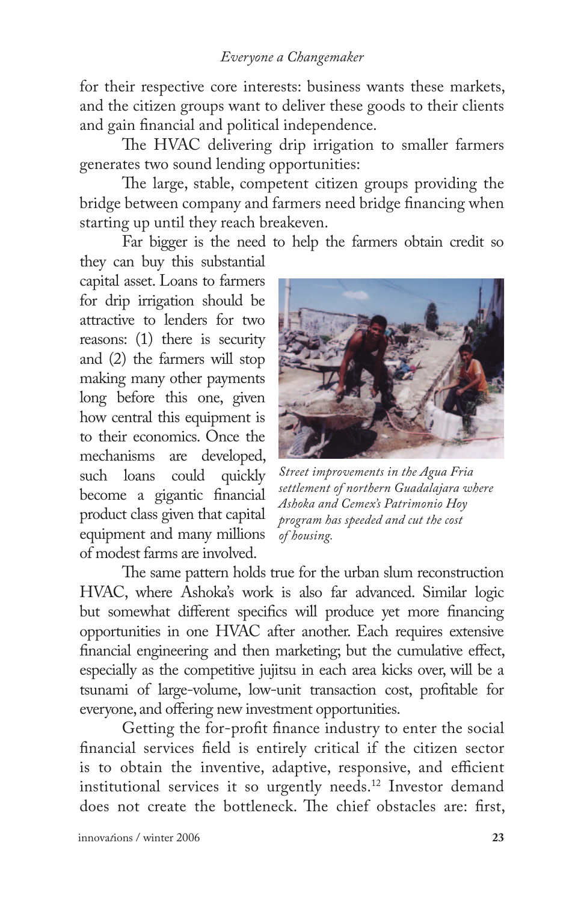for their respective core interests: business wants these markets, and the citizen groups want to deliver these goods to their clients and gain financial and political independence.

The HVAC delivering drip irrigation to smaller farmers generates two sound lending opportunities:

The large, stable, competent citizen groups providing the bridge between company and farmers need bridge financing when starting up until they reach breakeven.

Far bigger is the need to help the farmers obtain credit so they can buy this substantial capital asset. Loans to farmers for drip irrigation should be attractive to lenders for two reasons: (1) there is security and (2) the farmers will stop making many other payments long before this one, given how central this equipment is to their economics. Once the mechanisms are developed, such loans could quickly become a gigantic financial product class given that capital equipment and many millions of modest farms are involved.

*Street improvements in the Agua Fria settlement of northern Guadalajara where Ashoka and Cemex's Patrimonio Hoy program has speeded and cut the cost of housing.*

The same pattern holds true for the urban slum reconstruction HVAC, where Ashoka's work is also far advanced. Similar logic but somewhat different specifics will produce yet more financing opportunities in one HVAC after another. Each requires extensive financial engineering and then marketing; but the cumulative effect, especially as the competitive jujitsu in each area kicks over, will be a tsunami of large-volume, low-unit transaction cost, profitable for everyone, and offering new investment opportunities.

Getting the for-profit finance industry to enter the social financial services field is entirely critical if the citizen sector is to obtain the inventive, adaptive, responsive, and efficient institutional services it so urgently needs.[12] Investor demand does not create the bottleneck. The chief obstacles are: first,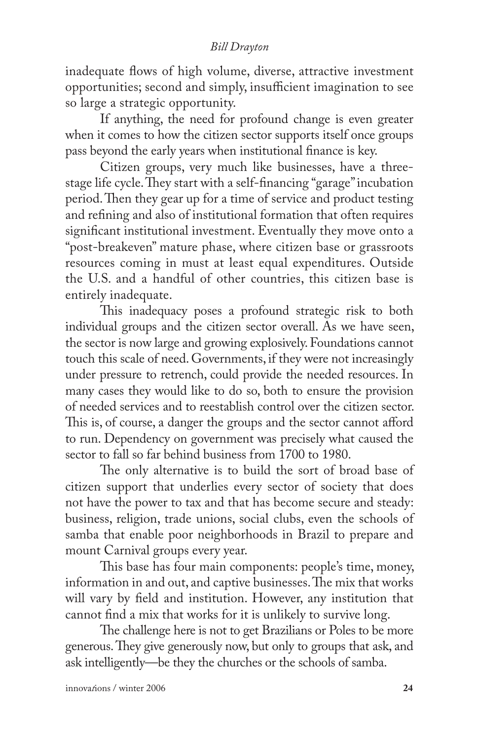inadequate flows of high volume, diverse, attractive investment opportunities; second and simply, insufficient imagination to see so large a strategic opportunity.

If anything, the need for profound change is even greater when it comes to how the citizen sector supports itself once groups pass beyond the early years when institutional finance is key.

Citizen groups, very much like businesses, have a three-stage life cycle. They start with a self-financing "garage" incubation period. Then they gear up for a time of service and product testing and refining and also of institutional formation that often requires significant institutional investment. Eventually they move onto a "post-breakeven" mature phase, where citizen base or grassroots resources coming in must at least equal expenditures. Outside the U.S. and a handful of other countries, this citizen base is entirely inadequate.

This inadequacy poses a profound strategic risk to both individual groups and the citizen sector overall. As we have seen, the sector is now large and growing explosively. Foundations cannot touch this scale of need. Governments, if they were not increasingly under pressure to retrench, could provide the needed resources. In many cases they would like to do so, both to ensure the provision of needed services and to reestablish control over the citizen sector. This is, of course, a danger the groups and the sector cannot afford to run. Dependency on government was precisely what caused the sector to fall so far behind business from 1700 to 1980.

The only alternative is to build the sort of broad base of citizen support that underlies every sector of society that does not have the power to tax and that has become secure and steady: business, religion, trade unions, social clubs, even the schools of samba that enable poor neighborhoods in Brazil to prepare and mount Carnival groups every year.

This base has four main components: people's time, money, information in and out, and captive businesses. The mix that works will vary by field and institution. However, any institution that cannot find a mix that works for it is unlikely to survive long.

The challenge here is not to get Brazilians or Poles to be more generous. They give generously now, but only to groups that ask, and ask intelligently—be they the churches or the schools of samba.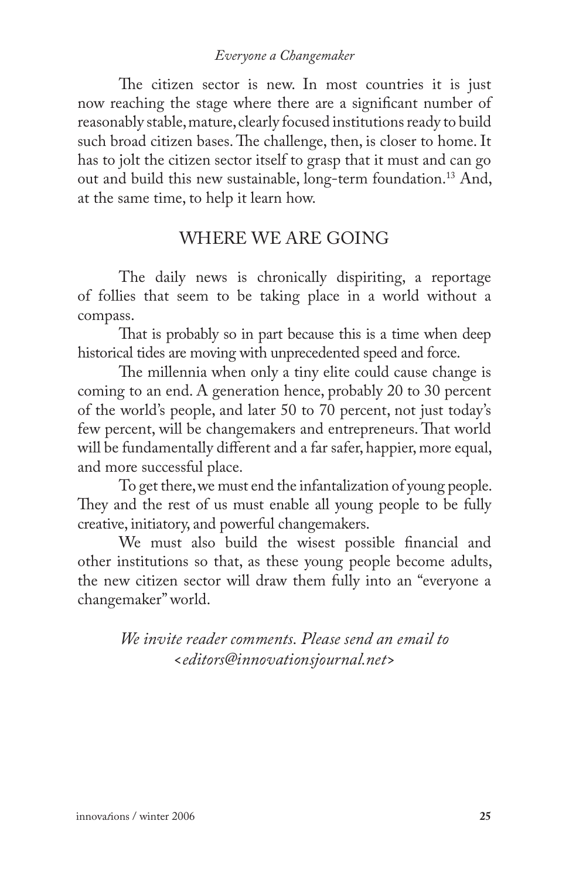The citizen sector is new. In most countries it is just now reaching the stage where there are a significant number of reasonably stable, mature, clearly focused institutions ready to build such broad citizen bases. The challenge, then, is closer to home. It has to jolt the citizen sector itself to grasp that it must and can go out and build this new sustainable, long-term foundation.[13] And, at the same time, to help it learn how.

## WHERE WE ARE GOING

The daily news is chronically dispiriting, a reportage of follies that seem to be taking place in a world without a compass.

That is probably so in part because this is a time when deep historical tides are moving with unprecedented speed and force.

The millennia when only a tiny elite could cause change is coming to an end. A generation hence, probably 20 to 30 percent of the world's people, and later 50 to 70 percent, not just today's few percent, will be changemakers and entrepreneurs. That world will be fundamentally different and a far safer, happier, more equal, and more successful place.

To get there, we must end the infantalization of young people. They and the rest of us must enable all young people to be fully creative, initiatory, and powerful changemakers.

We must also build the wisest possible financial and other institutions so that, as these young people become adults, the new citizen sector will draw them fully into an "everyone a changemaker" world.

*We invite reader comments. Please send an email to <editors@innovationsjournal.net>*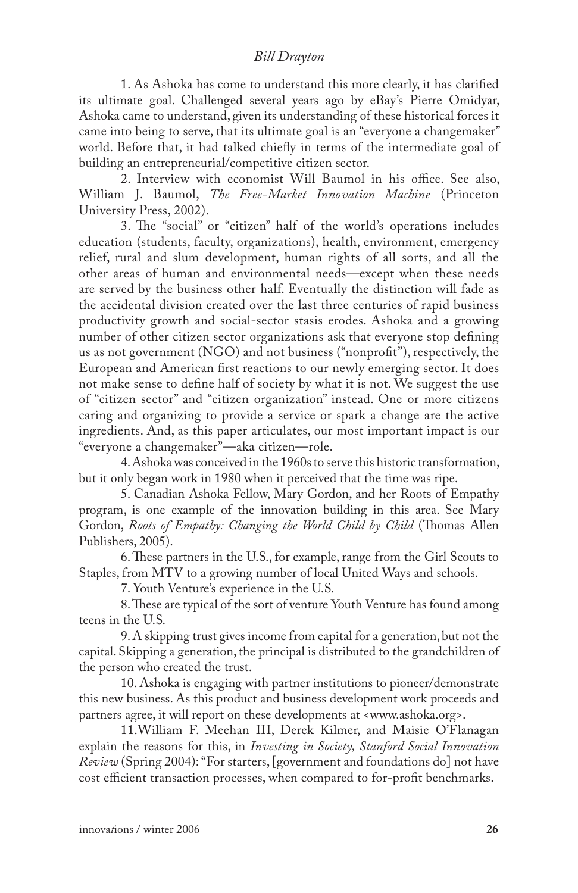1. As Ashoka has come to understand this more clearly, it has clarified its ultimate goal. Challenged several years ago by eBay's Pierre Omidyar, Ashoka came to understand, given its understanding of these historical forces it came into being to serve, that its ultimate goal is an "everyone a changemaker" world. Before that, it had talked chiefly in terms of the intermediate goal of building an entrepreneurial/competitive citizen sector.

2. Interview with economist Will Baumol in his office. See also, William J. Baumol, *The Free-Market Innovation Machine* (Princeton University Press, 2002).

3. The "social" or "citizen" half of the world's operations includes education (students, faculty, organizations), health, environment, emergency relief, rural and slum development, human rights of all sorts, and all the other areas of human and environmental needs—except when these needs are served by the business other half. Eventually the distinction will fade as the accidental division created over the last three centuries of rapid business productivity growth and social-sector stasis erodes. Ashoka and a growing number of other citizen sector organizations ask that everyone stop defining us as not government (NGO) and not business ("nonprofit"), respectively, the European and American first reactions to our newly emerging sector. It does not make sense to define half of society by what it is not. We suggest the use of "citizen sector" and "citizen organization" instead. One or more citizens caring and organizing to provide a service or spark a change are the active ingredients. And, as this paper articulates, our most important impact is our "everyone a changemaker"—aka citizen—role.

4. Ashoka was conceived in the 1960s to serve this historic transformation, but it only began work in 1980 when it perceived that the time was ripe.

5. Canadian Ashoka Fellow, Mary Gordon, and her Roots of Empathy program, is one example of the innovation building in this area. See Mary Gordon, *Roots of Empathy: Changing the World Child by Child* (Thomas Allen Publishers, 2005).

6. These partners in the U.S., for example, range from the Girl Scouts to Staples, from MTV to a growing number of local United Ways and schools.

7. Youth Venture's experience in the U.S.

8. These are typical of the sort of venture Youth Venture has found among teens in the U.S.

9. A skipping trust gives income from capital for a generation, but not the capital. Skipping a generation, the principal is distributed to the grandchildren of the person who created the trust.

10. Ashoka is engaging with partner institutions to pioneer/demonstrate this new business. As this product and business development work proceeds and partners agree, it will report on these developments at <www.ashoka.org>.

11. William F. Meehan III, Derek Kilmer, and Maisie O'Flanagan explain the reasons for this, in *Investing in Society, Stanford Social Innovation Review* (Spring 2004): "For starters, [government and foundations do] not have cost efficient transaction processes, when compared to for-profit benchmarks.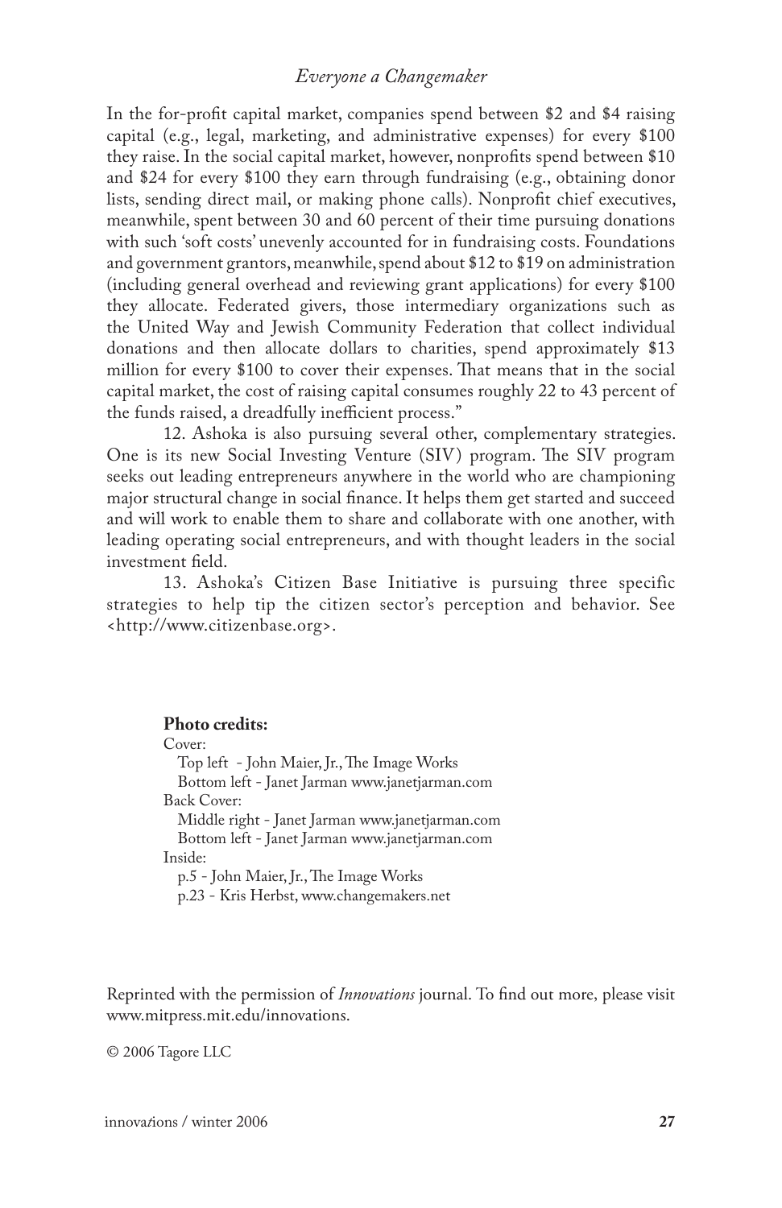In the for-profit capital market, companies spend between $2 and $4 raising capital (e.g., legal, marketing, and administrative expenses) for every $100 they raise. In the social capital market, however, nonprofits spend between $10 and $24 for every $100 they earn through fundraising (e.g., obtaining donor lists, sending direct mail, or making phone calls). Nonprofit chief executives, meanwhile, spent between 30 and 60 percent of their time pursuing donations with such 'soft costs' unevenly accounted for in fundraising costs. Foundations and government grantors, meanwhile, spend about $12 to $19 on administration (including general overhead and reviewing grant applications) for every $100 they allocate. Federated givers, those intermediary organizations such as the United Way and Jewish Community Federation that collect individual donations and then allocate dollars to charities, spend approximately $13 million for every $100 to cover their expenses. That means that in the social capital market, the cost of raising capital consumes roughly 22 to 43 percent of the funds raised, a dreadfully inefficient process."

12. Ashoka is also pursuing several other, complementary strategies. One is its new Social Investing Venture (SIV) program. The SIV program seeks out leading entrepreneurs anywhere in the world who are championing major structural change in social finance. It helps them get started and succeed and will work to enable them to share and collaborate with one another, with leading operating social entrepreneurs, and with thought leaders in the social investment field.

13. Ashoka's Citizen Base Initiative is pursuing three specific strategies to help tip the citizen sector's perception and behavior. See <http://www.citizenbase.org>.

**Photo credits:**

Cover:
- Top left - John Maier, Jr., The Image Works
- Bottom left - Janet Jarman www.janetjarman.com

Back Cover:
- Middle right - Janet Jarman www.janetjarman.com
- Bottom left - Janet Jarman www.janetjarman.com

Inside:
- p.5 - John Maier, Jr., The Image Works
- p.23 - Kris Herbst, www.changemakers.net

Reprinted with the permission of *Innovations* journal. To find out more, please visit www.mitpress.mit.edu/innovations.

© 2006 Tagore LLC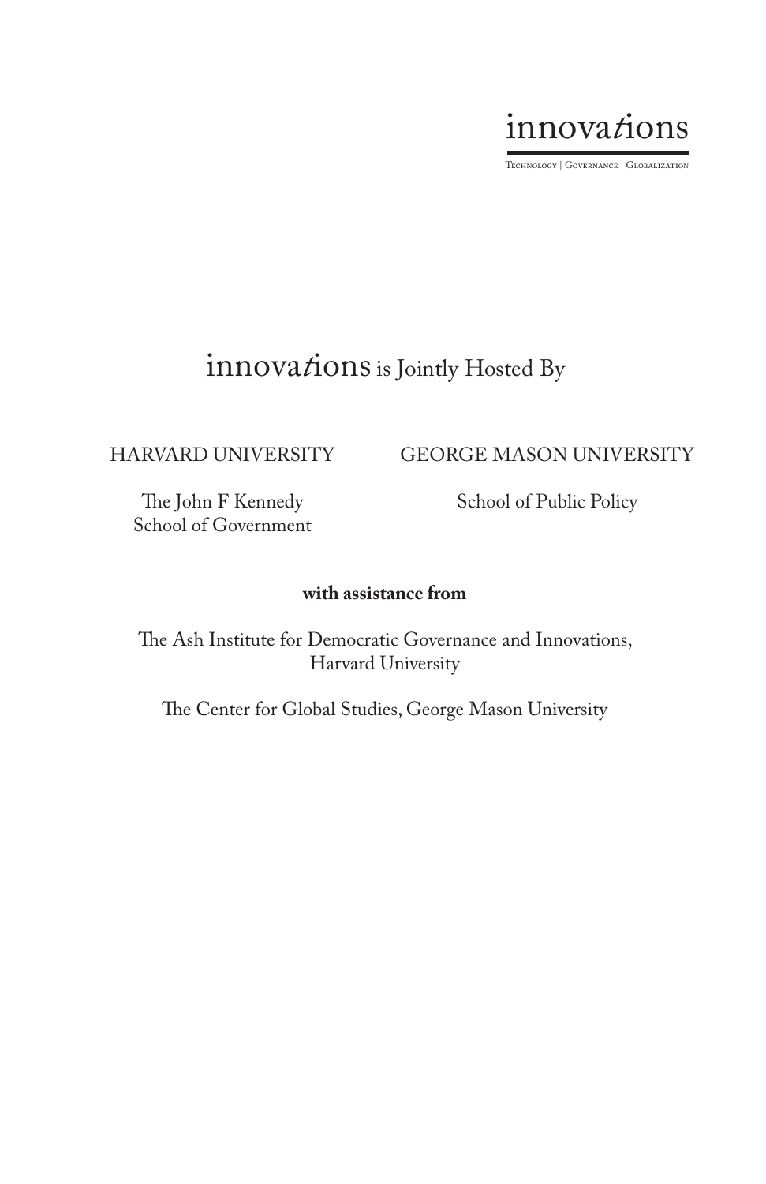innovations

Technology | Governance | Globalization

# innovations is Jointly Hosted By

HARVARD UNIVERSITY

The John F Kennedy
School of Government

GEORGE MASON UNIVERSITY

School of Public Policy

**with assistance from**

The Ash Institute for Democratic Governance and Innovations,
Harvard University

The Center for Global Studies, George Mason University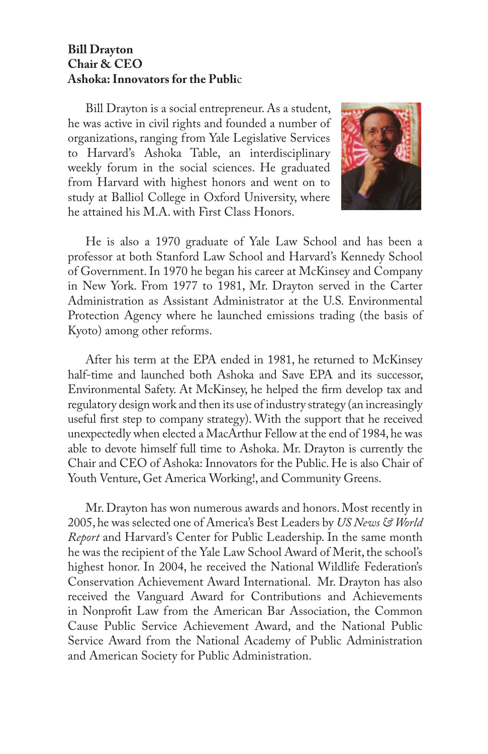**Bill Drayton**
**Chair & CEO**
**Ashoka: Innovators for the Public**

Bill Drayton is a social entrepreneur. As a student, he was active in civil rights and founded a number of organizations, ranging from Yale Legislative Services to Harvard's Ashoka Table, an interdisciplinary weekly forum in the social sciences. He graduated from Harvard with highest honors and went on to study at Balliol College in Oxford University, where he attained his M.A. with First Class Honors.

He is also a 1970 graduate of Yale Law School and has been a professor at both Stanford Law School and Harvard's Kennedy School of Government. In 1970 he began his career at McKinsey and Company in New York. From 1977 to 1981, Mr. Drayton served in the Carter Administration as Assistant Administrator at the U.S. Environmental Protection Agency where he launched emissions trading (the basis of Kyoto) among other reforms.

After his term at the EPA ended in 1981, he returned to McKinsey half-time and launched both Ashoka and Save EPA and its successor, Environmental Safety. At McKinsey, he helped the firm develop tax and regulatory design work and then its use of industry strategy (an increasingly useful first step to company strategy). With the support that he received unexpectedly when elected a MacArthur Fellow at the end of 1984, he was able to devote himself full time to Ashoka. Mr. Drayton is currently the Chair and CEO of Ashoka: Innovators for the Public. He is also Chair of Youth Venture, Get America Working!, and Community Greens.

Mr. Drayton has won numerous awards and honors. Most recently in 2005, he was selected one of America's Best Leaders by *US News & World Report* and Harvard's Center for Public Leadership. In the same month he was the recipient of the Yale Law School Award of Merit, the school's highest honor. In 2004, he received the National Wildlife Federation's Conservation Achievement Award International. Mr. Drayton has also received the Vanguard Award for Contributions and Achievements in Nonprofit Law from the American Bar Association, the Common Cause Public Service Achievement Award, and the National Public Service Award from the National Academy of Public Administration and American Society for Public Administration.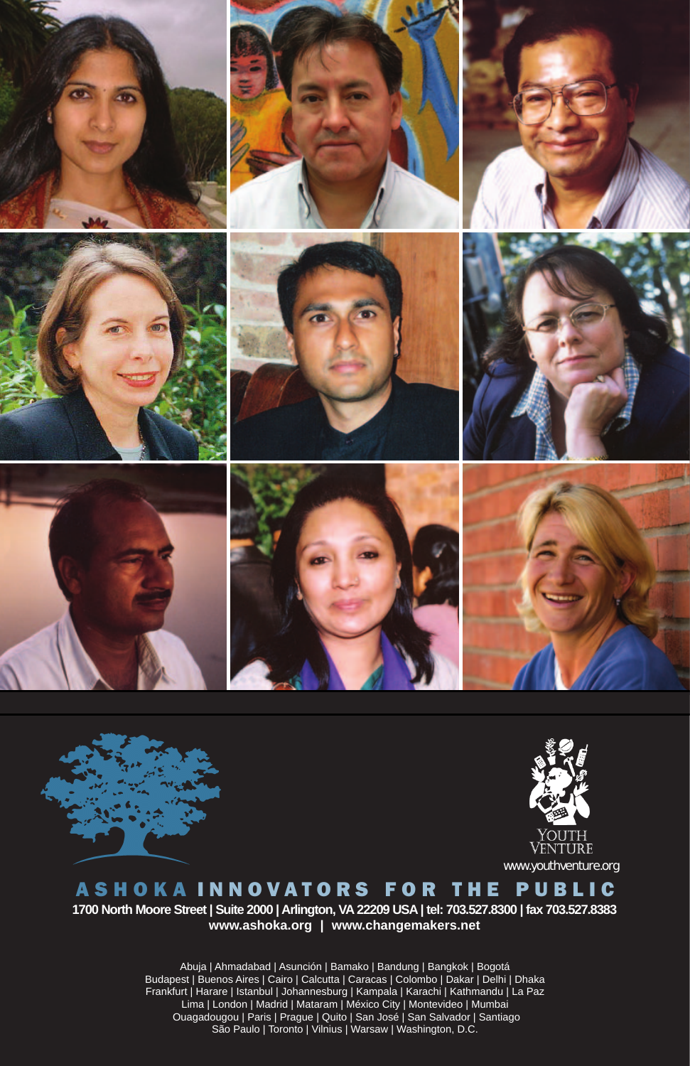YOUTH VENTURE

www.youthventure.org

# ASHOKA INNOVATORS FOR THE PUBLIC

**1700 North Moore Street | Suite 2000 | Arlington, VA 22209 USA | tel: 703.527.8300 | fax 703.527.8383**

**www.ashoka.org | www.changemakers.net**

Abuja | Ahmadabad | Asunción | Bamako | Bandung | Bangkok | Bogotá
Budapest | Buenos Aires | Cairo | Calcutta | Caracas | Colombo | Dakar | Delhi | Dhaka
Frankfurt | Harare | Istanbul | Johannesburg | Kampala | Karachi | Kathmandu | La Paz
Lima | London | Madrid | Mataram | México City | Montevideo | Mumbai
Ouagadougou | Paris | Prague | Quito | San José | San Salvador | Santiago
São Paulo | Toronto | Vilnius | Warsaw | Washington, D.C.